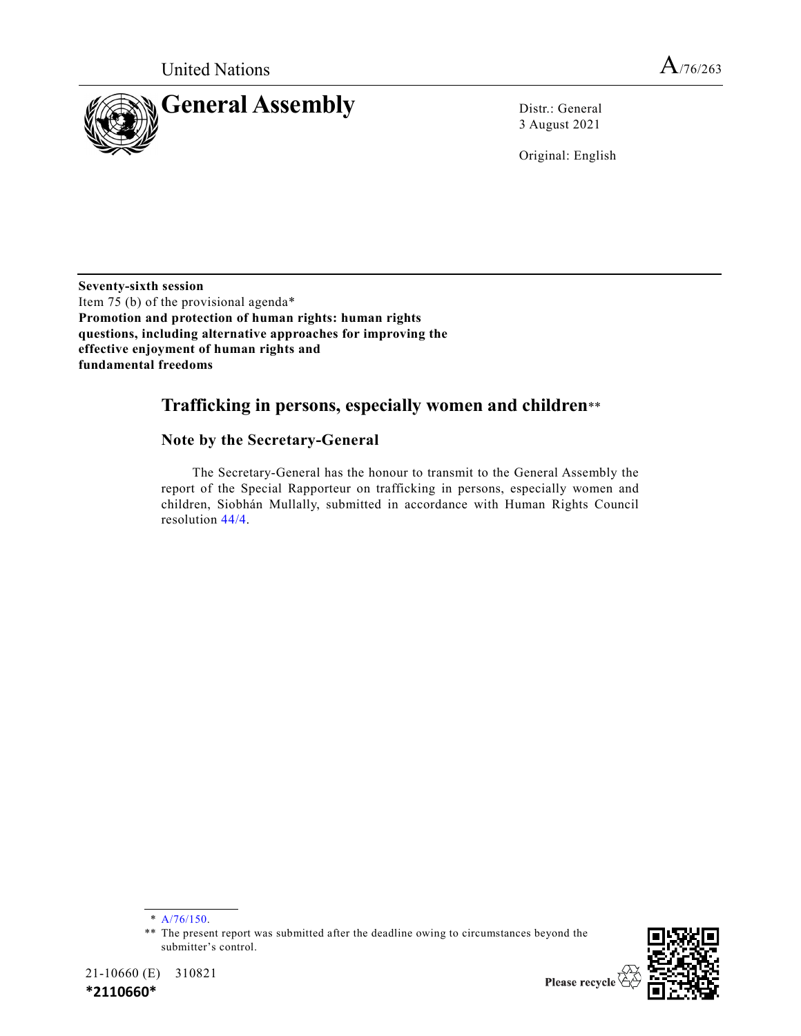United Nations

A/76/263

# General Assembly

Distr.: General
3 August 2021

Original: English

**Seventy-sixth session**
Item 75 (b) of the provisional agenda*
**Promotion and protection of human rights: human rights questions, including alternative approaches for improving the effective enjoyment of human rights and fundamental freedoms**

## Trafficking in persons, especially women and children**

### Note by the Secretary-General

The Secretary-General has the honour to transmit to the General Assembly the report of the Special Rapporteur on trafficking in persons, especially women and children, Siobhán Mullally, submitted in accordance with Human Rights Council resolution 44/4.

---

\* A/76/150.

** The present report was submitted after the deadline owing to circumstances beyond the submitter's control.

21-10660 (E) 310821

*2110660*

Please recycle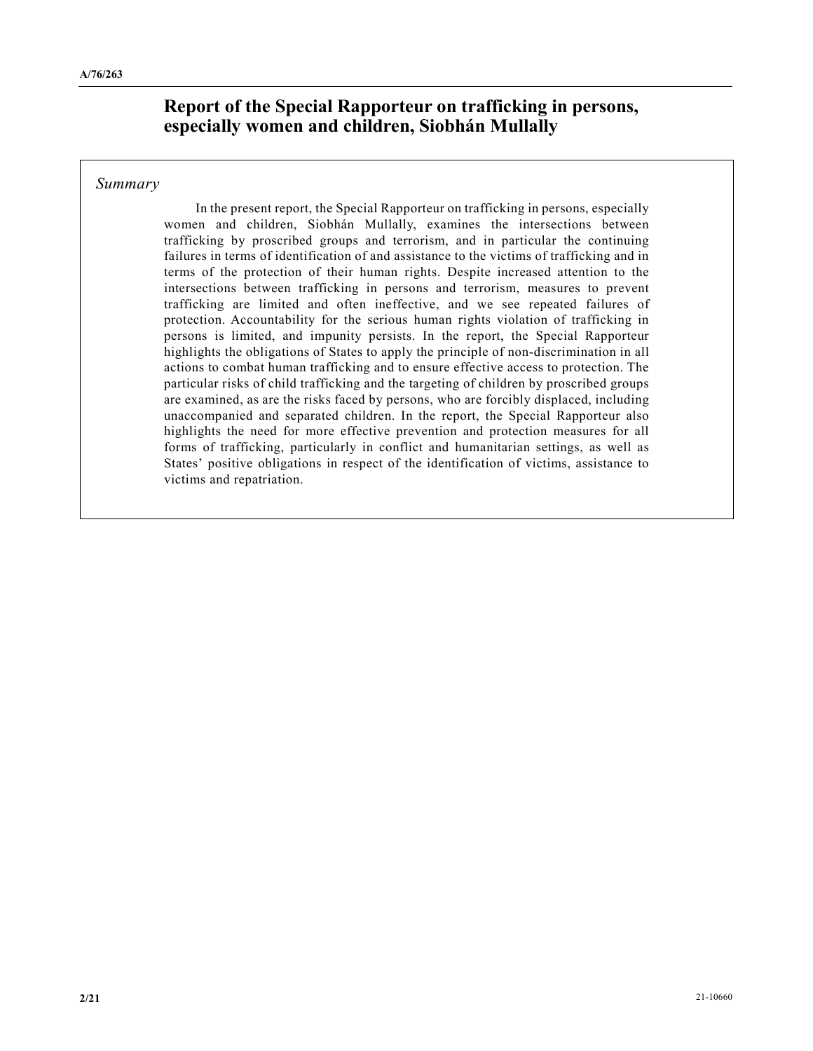# Report of the Special Rapporteur on trafficking in persons, especially women and children, Siobhán Mullally

*Summary*

In the present report, the Special Rapporteur on trafficking in persons, especially women and children, Siobhán Mullally, examines the intersections between trafficking by proscribed groups and terrorism, and in particular the continuing failures in terms of identification of and assistance to the victims of trafficking and in terms of the protection of their human rights. Despite increased attention to the intersections between trafficking in persons and terrorism, measures to prevent trafficking are limited and often ineffective, and we see repeated failures of protection. Accountability for the serious human rights violation of trafficking in persons is limited, and impunity persists. In the report, the Special Rapporteur highlights the obligations of States to apply the principle of non-discrimination in all actions to combat human trafficking and to ensure effective access to protection. The particular risks of child trafficking and the targeting of children by proscribed groups are examined, as are the risks faced by persons, who are forcibly displaced, including unaccompanied and separated children. In the report, the Special Rapporteur also highlights the need for more effective prevention and protection measures for all forms of trafficking, particularly in conflict and humanitarian settings, as well as States' positive obligations in respect of the identification of victims, assistance to victims and repatriation.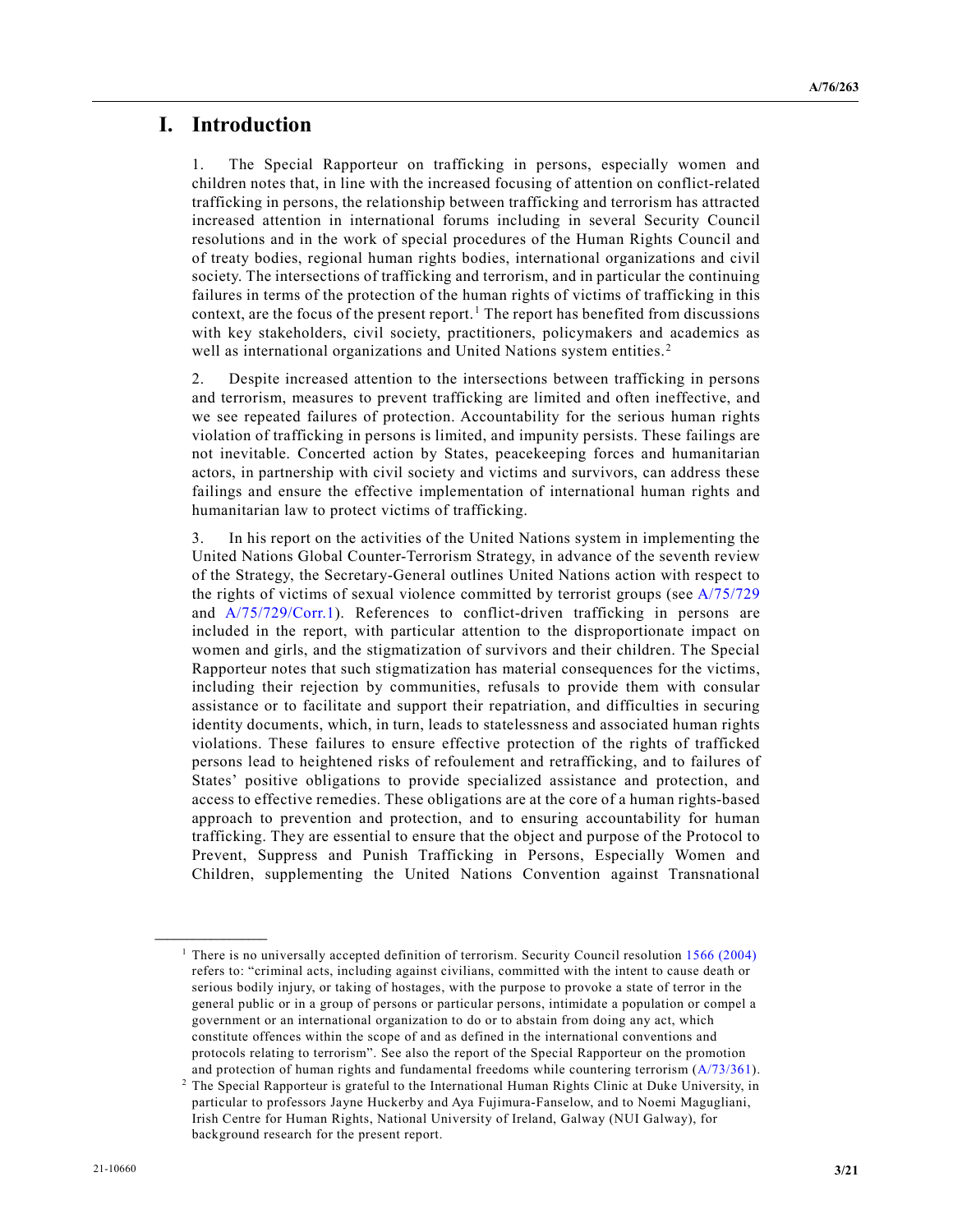# I. Introduction

1. The Special Rapporteur on trafficking in persons, especially women and children notes that, in line with the increased focusing of attention on conflict-related trafficking in persons, the relationship between trafficking and terrorism has attracted increased attention in international forums including in several Security Council resolutions and in the work of special procedures of the Human Rights Council and of treaty bodies, regional human rights bodies, international organizations and civil society. The intersections of trafficking and terrorism, and in particular the continuing failures in terms of the protection of the human rights of victims of trafficking in this context, are the focus of the present report.[1] The report has benefited from discussions with key stakeholders, civil society, practitioners, policymakers and academics as well as international organizations and United Nations system entities.[2]

2. Despite increased attention to the intersections between trafficking in persons and terrorism, measures to prevent trafficking are limited and often ineffective, and we see repeated failures of protection. Accountability for the serious human rights violation of trafficking in persons is limited, and impunity persists. These failings are not inevitable. Concerted action by States, peacekeeping forces and humanitarian actors, in partnership with civil society and victims and survivors, can address these failings and ensure the effective implementation of international human rights and humanitarian law to protect victims of trafficking.

3. In his report on the activities of the United Nations system in implementing the United Nations Global Counter-Terrorism Strategy, in advance of the seventh review of the Strategy, the Secretary-General outlines United Nations action with respect to the rights of victims of sexual violence committed by terrorist groups (see A/75/729 and A/75/729/Corr.1). References to conflict-driven trafficking in persons are included in the report, with particular attention to the disproportionate impact on women and girls, and the stigmatization of survivors and their children. The Special Rapporteur notes that such stigmatization has material consequences for the victims, including their rejection by communities, refusals to provide them with consular assistance or to facilitate and support their repatriation, and difficulties in securing identity documents, which, in turn, leads to statelessness and associated human rights violations. These failures to ensure effective protection of the rights of trafficked persons lead to heightened risks of refoulement and retrafficking, and to failures of States' positive obligations to provide specialized assistance and protection, and access to effective remedies. These obligations are at the core of a human rights-based approach to prevention and protection, and to ensuring accountability for human trafficking. They are essential to ensure that the object and purpose of the Protocol to Prevent, Suppress and Punish Trafficking in Persons, Especially Women and Children, supplementing the United Nations Convention against Transnational

---

[1] There is no universally accepted definition of terrorism. Security Council resolution 1566 (2004) refers to: "criminal acts, including against civilians, committed with the intent to cause death or serious bodily injury, or taking of hostages, with the purpose to provoke a state of terror in the general public or in a group of persons or particular persons, intimidate a population or compel a government or an international organization to do or to abstain from doing any act, which constitute offences within the scope of and as defined in the international conventions and protocols relating to terrorism". See also the report of the Special Rapporteur on the promotion and protection of human rights and fundamental freedoms while countering terrorism (A/73/361).

[2] The Special Rapporteur is grateful to the International Human Rights Clinic at Duke University, in particular to professors Jayne Huckerby and Aya Fujimura-Fanselow, and to Noemi Magugliani, Irish Centre for Human Rights, National University of Ireland, Galway (NUI Galway), for background research for the present report.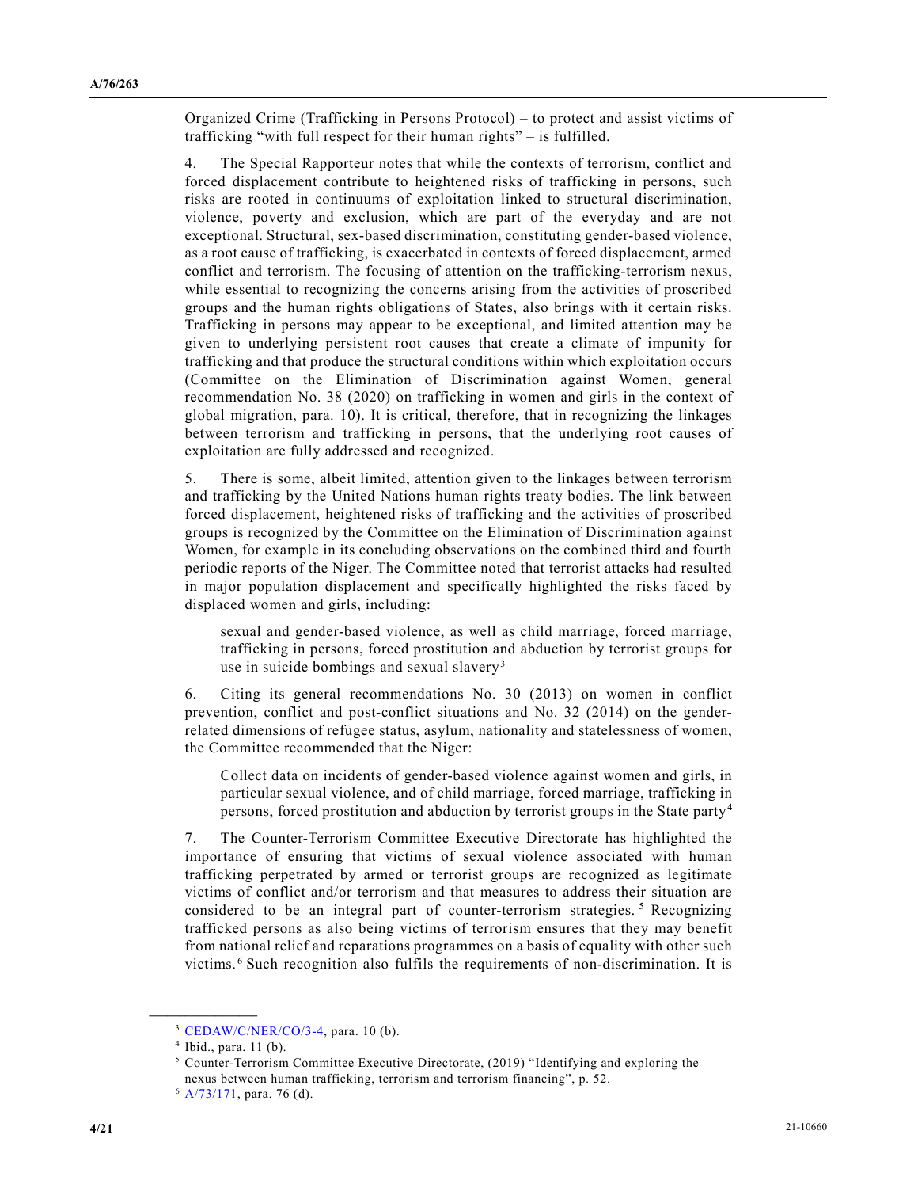Organized Crime (Trafficking in Persons Protocol) – to protect and assist victims of trafficking “with full respect for their human rights” – is fulfilled.

4. The Special Rapporteur notes that while the contexts of terrorism, conflict and forced displacement contribute to heightened risks of trafficking in persons, such risks are rooted in continuums of exploitation linked to structural discrimination, violence, poverty and exclusion, which are part of the everyday and are not exceptional. Structural, sex-based discrimination, constituting gender-based violence, as a root cause of trafficking, is exacerbated in contexts of forced displacement, armed conflict and terrorism. The focusing of attention on the trafficking-terrorism nexus, while essential to recognizing the concerns arising from the activities of proscribed groups and the human rights obligations of States, also brings with it certain risks. Trafficking in persons may appear to be exceptional, and limited attention may be given to underlying persistent root causes that create a climate of impunity for trafficking and that produce the structural conditions within which exploitation occurs (Committee on the Elimination of Discrimination against Women, general recommendation No. 38 (2020) on trafficking in women and girls in the context of global migration, para. 10). It is critical, therefore, that in recognizing the linkages between terrorism and trafficking in persons, that the underlying root causes of exploitation are fully addressed and recognized.

5. There is some, albeit limited, attention given to the linkages between terrorism and trafficking by the United Nations human rights treaty bodies. The link between forced displacement, heightened risks of trafficking and the activities of proscribed groups is recognized by the Committee on the Elimination of Discrimination against Women, for example in its concluding observations on the combined third and fourth periodic reports of the Niger. The Committee noted that terrorist attacks had resulted in major population displacement and specifically highlighted the risks faced by displaced women and girls, including:

> sexual and gender-based violence, as well as child marriage, forced marriage, trafficking in persons, forced prostitution and abduction by terrorist groups for use in suicide bombings and sexual slavery[3]

6. Citing its general recommendations No. 30 (2013) on women in conflict prevention, conflict and post-conflict situations and No. 32 (2014) on the gender-related dimensions of refugee status, asylum, nationality and statelessness of women, the Committee recommended that the Niger:

> Collect data on incidents of gender-based violence against women and girls, in particular sexual violence, and of child marriage, forced marriage, trafficking in persons, forced prostitution and abduction by terrorist groups in the State party[4]

7. The Counter-Terrorism Committee Executive Directorate has highlighted the importance of ensuring that victims of sexual violence associated with human trafficking perpetrated by armed or terrorist groups are recognized as legitimate victims of conflict and/or terrorism and that measures to address their situation are considered to be an integral part of counter-terrorism strategies.[5] Recognizing trafficked persons as also being victims of terrorism ensures that they may benefit from national relief and reparations programmes on a basis of equality with other such victims.[6] Such recognition also fulfils the requirements of non-discrimination. It is

---

[3] CEDAW/C/NER/CO/3-4, para. 10 (b).

[4] Ibid., para. 11 (b).

[5] Counter-Terrorism Committee Executive Directorate, (2019) “Identifying and exploring the nexus between human trafficking, terrorism and terrorism financing”, p. 52.

[6] A/73/171, para. 76 (d).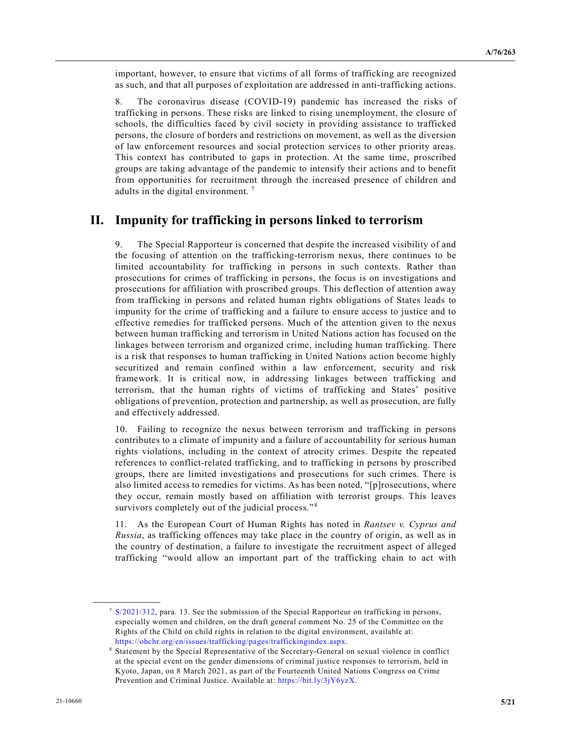important, however, to ensure that victims of all forms of trafficking are recognized as such, and that all purposes of exploitation are addressed in anti-trafficking actions.

8. The coronavirus disease (COVID-19) pandemic has increased the risks of trafficking in persons. These risks are linked to rising unemployment, the closure of schools, the difficulties faced by civil society in providing assistance to trafficked persons, the closure of borders and restrictions on movement, as well as the diversion of law enforcement resources and social protection services to other priority areas. This context has contributed to gaps in protection. At the same time, proscribed groups are taking advantage of the pandemic to intensify their actions and to benefit from opportunities for recruitment through the increased presence of children and adults in the digital environment. [7]

## II. Impunity for trafficking in persons linked to terrorism

9. The Special Rapporteur is concerned that despite the increased visibility of and the focusing of attention on the trafficking-terrorism nexus, there continues to be limited accountability for trafficking in persons in such contexts. Rather than prosecutions for crimes of trafficking in persons, the focus is on investigations and prosecutions for affiliation with proscribed groups. This deflection of attention away from trafficking in persons and related human rights obligations of States leads to impunity for the crime of trafficking and a failure to ensure access to justice and to effective remedies for trafficked persons. Much of the attention given to the nexus between human trafficking and terrorism in United Nations action has focused on the linkages between terrorism and organized crime, including human trafficking. There is a risk that responses to human trafficking in United Nations action become highly securitized and remain confined within a law enforcement, security and risk framework. It is critical now, in addressing linkages between trafficking and terrorism, that the human rights of victims of trafficking and States' positive obligations of prevention, protection and partnership, as well as prosecution, are fully and effectively addressed.

10. Failing to recognize the nexus between terrorism and trafficking in persons contributes to a climate of impunity and a failure of accountability for serious human rights violations, including in the context of atrocity crimes. Despite the repeated references to conflict-related trafficking, and to trafficking in persons by proscribed groups, there are limited investigations and prosecutions for such crimes. There is also limited access to remedies for victims. As has been noted, "[p]rosecutions, where they occur, remain mostly based on affiliation with terrorist groups. This leaves survivors completely out of the judicial process." [8]

11. As the European Court of Human Rights has noted in *Rantsev v. Cyprus and Russia*, as trafficking offences may take place in the country of origin, as well as in the country of destination, a failure to investigate the recruitment aspect of alleged trafficking "would allow an important part of the trafficking chain to act with

---

[7] S/2021/312, para. 13. See the submission of the Special Rapporteur on trafficking in persons, especially women and children, on the draft general comment No. 25 of the Committee on the Rights of the Child on child rights in relation to the digital environment, available at: https://ohchr.org/en/issues/trafficking/pages/traffickingindex.aspx.

[8] Statement by the Special Representative of the Secretary-General on sexual violence in conflict at the special event on the gender dimensions of criminal justice responses to terrorism, held in Kyoto, Japan, on 8 March 2021, as part of the Fourteenth United Nations Congress on Crime Prevention and Criminal Justice. Available at: https://bit.ly/3jY6yzX.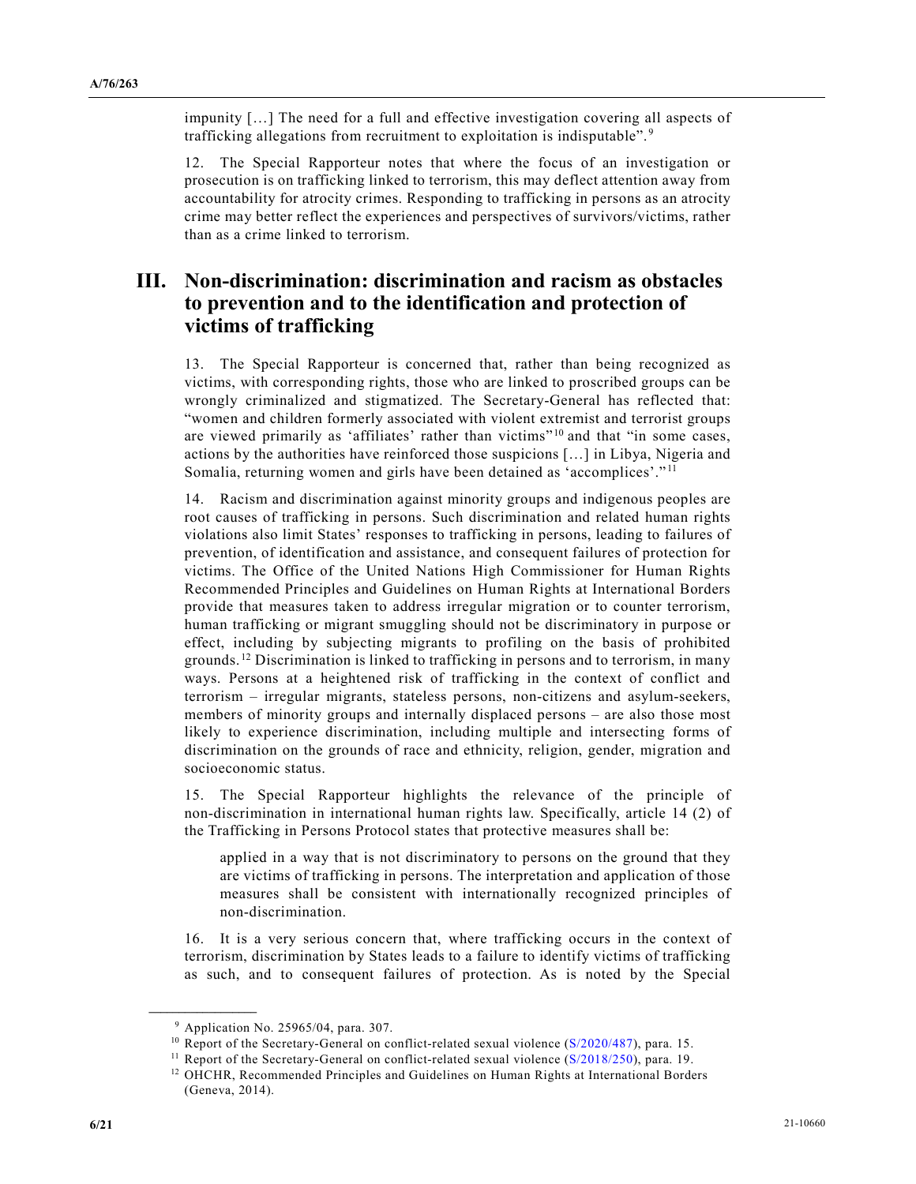impunity […] The need for a full and effective investigation covering all aspects of trafficking allegations from recruitment to exploitation is indisputable".[9]

12. The Special Rapporteur notes that where the focus of an investigation or prosecution is on trafficking linked to terrorism, this may deflect attention away from accountability for atrocity crimes. Responding to trafficking in persons as an atrocity crime may better reflect the experiences and perspectives of survivors/victims, rather than as a crime linked to terrorism.

## III. Non-discrimination: discrimination and racism as obstacles to prevention and to the identification and protection of victims of trafficking

13. The Special Rapporteur is concerned that, rather than being recognized as victims, with corresponding rights, those who are linked to proscribed groups can be wrongly criminalized and stigmatized. The Secretary-General has reflected that: "women and children formerly associated with violent extremist and terrorist groups are viewed primarily as 'affiliates' rather than victims"[10] and that "in some cases, actions by the authorities have reinforced those suspicions […] in Libya, Nigeria and Somalia, returning women and girls have been detained as 'accomplices'."[11]

14. Racism and discrimination against minority groups and indigenous peoples are root causes of trafficking in persons. Such discrimination and related human rights violations also limit States' responses to trafficking in persons, leading to failures of prevention, of identification and assistance, and consequent failures of protection for victims. The Office of the United Nations High Commissioner for Human Rights Recommended Principles and Guidelines on Human Rights at International Borders provide that measures taken to address irregular migration or to counter terrorism, human trafficking or migrant smuggling should not be discriminatory in purpose or effect, including by subjecting migrants to profiling on the basis of prohibited grounds.[12] Discrimination is linked to trafficking in persons and to terrorism, in many ways. Persons at a heightened risk of trafficking in the context of conflict and terrorism – irregular migrants, stateless persons, non-citizens and asylum-seekers, members of minority groups and internally displaced persons – are also those most likely to experience discrimination, including multiple and intersecting forms of discrimination on the grounds of race and ethnicity, religion, gender, migration and socioeconomic status.

15. The Special Rapporteur highlights the relevance of the principle of non-discrimination in international human rights law. Specifically, article 14 (2) of the Trafficking in Persons Protocol states that protective measures shall be:

> applied in a way that is not discriminatory to persons on the ground that they are victims of trafficking in persons. The interpretation and application of those measures shall be consistent with internationally recognized principles of non-discrimination.

16. It is a very serious concern that, where trafficking occurs in the context of terrorism, discrimination by States leads to a failure to identify victims of trafficking as such, and to consequent failures of protection. As is noted by the Special

---

[9] Application No. 25965/04, para. 307.

[10] Report of the Secretary-General on conflict-related sexual violence (S/2020/487), para. 15.

[11] Report of the Secretary-General on conflict-related sexual violence (S/2018/250), para. 19.

[12] OHCHR, Recommended Principles and Guidelines on Human Rights at International Borders (Geneva, 2014).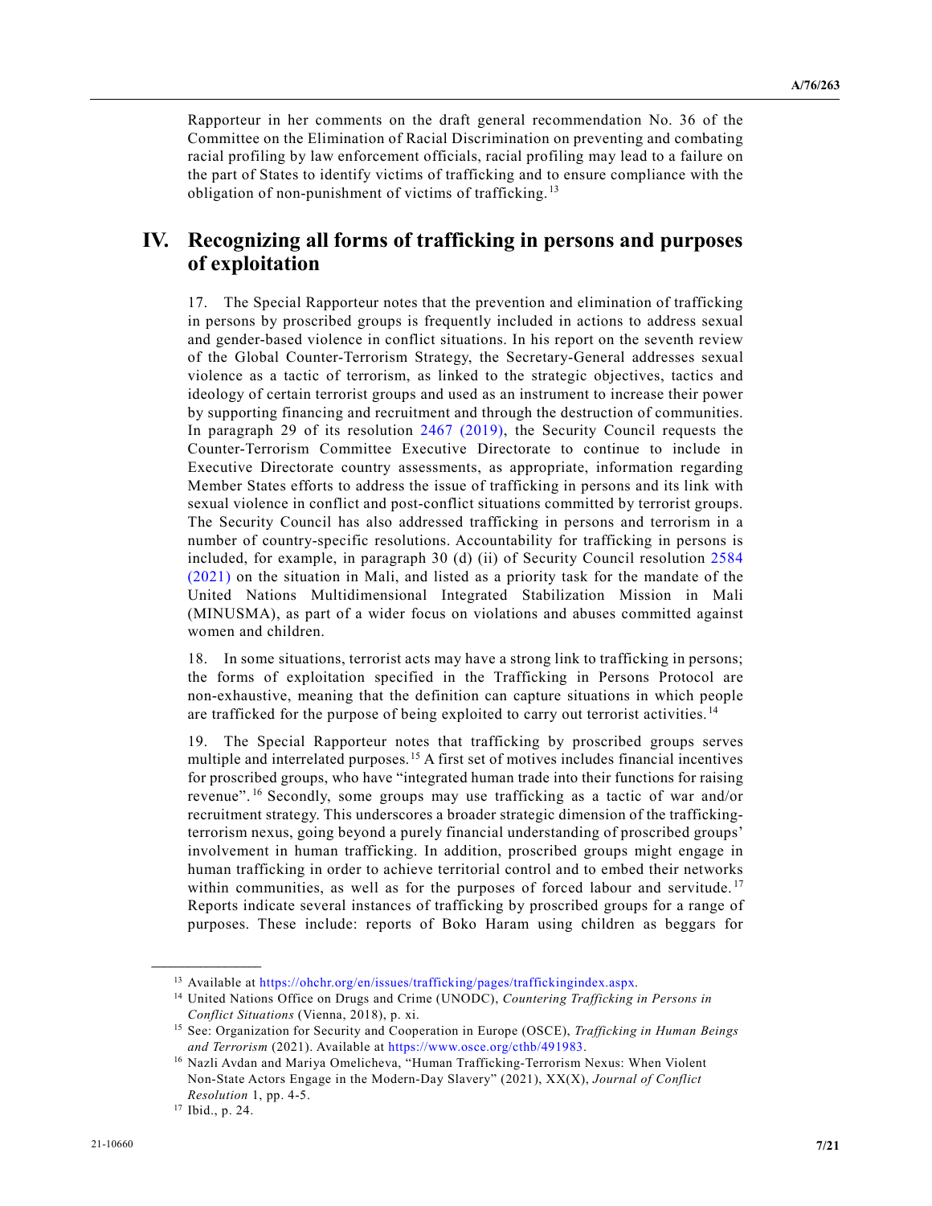Rapporteur in her comments on the draft general recommendation No. 36 of the Committee on the Elimination of Racial Discrimination on preventing and combating racial profiling by law enforcement officials, racial profiling may lead to a failure on the part of States to identify victims of trafficking and to ensure compliance with the obligation of non-punishment of victims of trafficking.[13]

## IV. Recognizing all forms of trafficking in persons and purposes of exploitation

17. The Special Rapporteur notes that the prevention and elimination of trafficking in persons by proscribed groups is frequently included in actions to address sexual and gender-based violence in conflict situations. In his report on the seventh review of the Global Counter-Terrorism Strategy, the Secretary-General addresses sexual violence as a tactic of terrorism, as linked to the strategic objectives, tactics and ideology of certain terrorist groups and used as an instrument to increase their power by supporting financing and recruitment and through the destruction of communities. In paragraph 29 of its resolution 2467 (2019), the Security Council requests the Counter-Terrorism Committee Executive Directorate to continue to include in Executive Directorate country assessments, as appropriate, information regarding Member States efforts to address the issue of trafficking in persons and its link with sexual violence in conflict and post-conflict situations committed by terrorist groups. The Security Council has also addressed trafficking in persons and terrorism in a number of country-specific resolutions. Accountability for trafficking in persons is included, for example, in paragraph 30 (d) (ii) of Security Council resolution 2584 (2021) on the situation in Mali, and listed as a priority task for the mandate of the United Nations Multidimensional Integrated Stabilization Mission in Mali (MINUSMA), as part of a wider focus on violations and abuses committed against women and children.

18. In some situations, terrorist acts may have a strong link to trafficking in persons; the forms of exploitation specified in the Trafficking in Persons Protocol are non-exhaustive, meaning that the definition can capture situations in which people are trafficked for the purpose of being exploited to carry out terrorist activities.[14]

19. The Special Rapporteur notes that trafficking by proscribed groups serves multiple and interrelated purposes.[15] A first set of motives includes financial incentives for proscribed groups, who have "integrated human trade into their functions for raising revenue".[16] Secondly, some groups may use trafficking as a tactic of war and/or recruitment strategy. This underscores a broader strategic dimension of the trafficking-terrorism nexus, going beyond a purely financial understanding of proscribed groups' involvement in human trafficking. In addition, proscribed groups might engage in human trafficking in order to achieve territorial control and to embed their networks within communities, as well as for the purposes of forced labour and servitude.[17] Reports indicate several instances of trafficking by proscribed groups for a range of purposes. These include: reports of Boko Haram using children as beggars for

---

[13] Available at https://ohchr.org/en/issues/trafficking/pages/traffickingindex.aspx.

[14] United Nations Office on Drugs and Crime (UNODC), *Countering Trafficking in Persons in Conflict Situations* (Vienna, 2018), p. xi.

[15] See: Organization for Security and Cooperation in Europe (OSCE), *Trafficking in Human Beings and Terrorism* (2021). Available at https://www.osce.org/cthb/491983.

[16] Nazli Avdan and Mariya Omelicheva, "Human Trafficking-Terrorism Nexus: When Violent Non-State Actors Engage in the Modern-Day Slavery" (2021), XX(X), *Journal of Conflict Resolution* 1, pp. 4-5.

[17] Ibid., p. 24.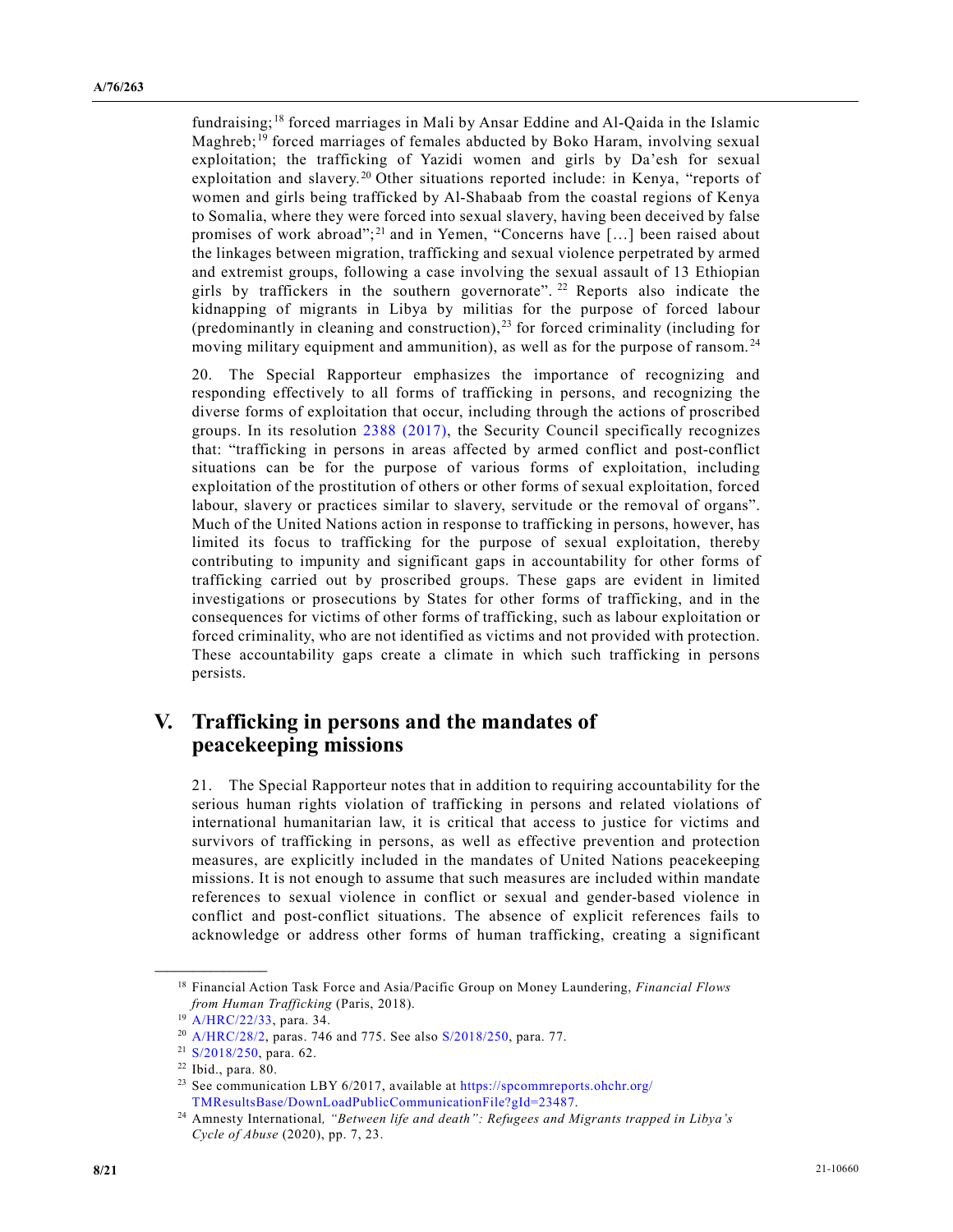fundraising;[18] forced marriages in Mali by Ansar Eddine and Al-Qaida in the Islamic Maghreb;[19] forced marriages of females abducted by Boko Haram, involving sexual exploitation; the trafficking of Yazidi women and girls by Da'esh for sexual exploitation and slavery.[20] Other situations reported include: in Kenya, "reports of women and girls being trafficked by Al-Shabaab from the coastal regions of Kenya to Somalia, where they were forced into sexual slavery, having been deceived by false promises of work abroad";[21] and in Yemen, "Concerns have […] been raised about the linkages between migration, trafficking and sexual violence perpetrated by armed and extremist groups, following a case involving the sexual assault of 13 Ethiopian girls by traffickers in the southern governorate".[22] Reports also indicate the kidnapping of migrants in Libya by militias for the purpose of forced labour (predominantly in cleaning and construction),[23] for forced criminality (including for moving military equipment and ammunition), as well as for the purpose of ransom.[24]

20. The Special Rapporteur emphasizes the importance of recognizing and responding effectively to all forms of trafficking in persons, and recognizing the diverse forms of exploitation that occur, including through the actions of proscribed groups. In its resolution 2388 (2017), the Security Council specifically recognizes that: "trafficking in persons in areas affected by armed conflict and post-conflict situations can be for the purpose of various forms of exploitation, including exploitation of the prostitution of others or other forms of sexual exploitation, forced labour, slavery or practices similar to slavery, servitude or the removal of organs". Much of the United Nations action in response to trafficking in persons, however, has limited its focus to trafficking for the purpose of sexual exploitation, thereby contributing to impunity and significant gaps in accountability for other forms of trafficking carried out by proscribed groups. These gaps are evident in limited investigations or prosecutions by States for other forms of trafficking, and in the consequences for victims of other forms of trafficking, such as labour exploitation or forced criminality, who are not identified as victims and not provided with protection. These accountability gaps create a climate in which such trafficking in persons persists.

# V. Trafficking in persons and the mandates of peacekeeping missions

21. The Special Rapporteur notes that in addition to requiring accountability for the serious human rights violation of trafficking in persons and related violations of international humanitarian law, it is critical that access to justice for victims and survivors of trafficking in persons, as well as effective prevention and protection measures, are explicitly included in the mandates of United Nations peacekeeping missions. It is not enough to assume that such measures are included within mandate references to sexual violence in conflict or sexual and gender-based violence in conflict and post-conflict situations. The absence of explicit references fails to acknowledge or address other forms of human trafficking, creating a significant

---

[18] Financial Action Task Force and Asia/Pacific Group on Money Laundering, *Financial Flows from Human Trafficking* (Paris, 2018).

[19] A/HRC/22/33, para. 34.

[20] A/HRC/28/2, paras. 746 and 775. See also S/2018/250, para. 77.

[21] S/2018/250, para. 62.

[22] Ibid., para. 80.

[23] See communication LBY 6/2017, available at https://spcommreports.ohchr.org/TMResultsBase/DownLoadPublicCommunicationFile?gId=23487.

[24] Amnesty International, *"Between life and death": Refugees and Migrants trapped in Libya's Cycle of Abuse* (2020), pp. 7, 23.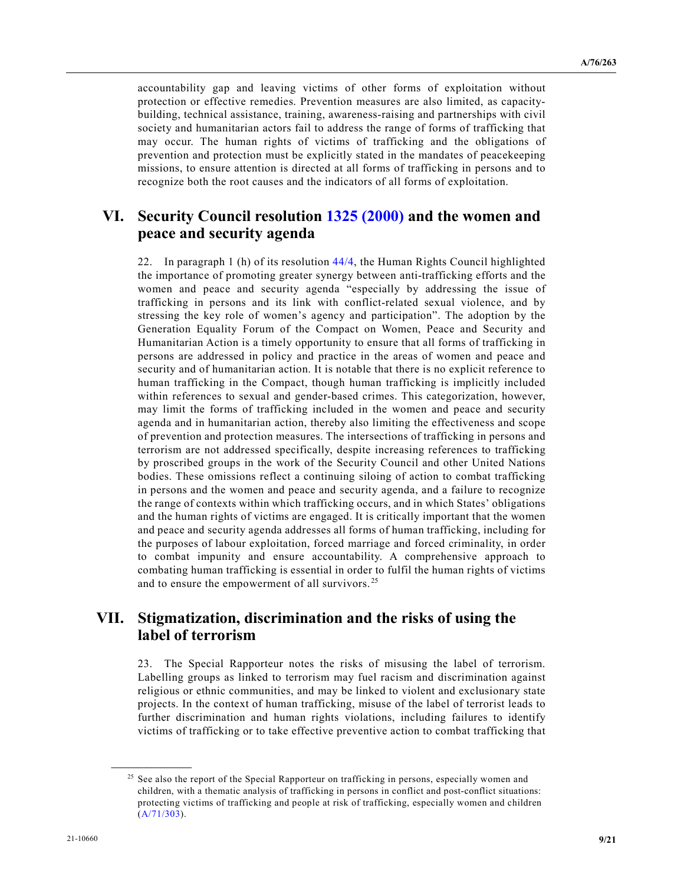accountability gap and leaving victims of other forms of exploitation without protection or effective remedies. Prevention measures are also limited, as capacity-building, technical assistance, training, awareness-raising and partnerships with civil society and humanitarian actors fail to address the range of forms of trafficking that may occur. The human rights of victims of trafficking and the obligations of prevention and protection must be explicitly stated in the mandates of peacekeeping missions, to ensure attention is directed at all forms of trafficking in persons and to recognize both the root causes and the indicators of all forms of exploitation.

## VI. Security Council resolution 1325 (2000) and the women and peace and security agenda

22. In paragraph 1 (h) of its resolution 44/4, the Human Rights Council highlighted the importance of promoting greater synergy between anti-trafficking efforts and the women and peace and security agenda "especially by addressing the issue of trafficking in persons and its link with conflict-related sexual violence, and by stressing the key role of women's agency and participation". The adoption by the Generation Equality Forum of the Compact on Women, Peace and Security and Humanitarian Action is a timely opportunity to ensure that all forms of trafficking in persons are addressed in policy and practice in the areas of women and peace and security and of humanitarian action. It is notable that there is no explicit reference to human trafficking in the Compact, though human trafficking is implicitly included within references to sexual and gender-based crimes. This categorization, however, may limit the forms of trafficking included in the women and peace and security agenda and in humanitarian action, thereby also limiting the effectiveness and scope of prevention and protection measures. The intersections of trafficking in persons and terrorism are not addressed specifically, despite increasing references to trafficking by proscribed groups in the work of the Security Council and other United Nations bodies. These omissions reflect a continuing siloing of action to combat trafficking in persons and the women and peace and security agenda, and a failure to recognize the range of contexts within which trafficking occurs, and in which States' obligations and the human rights of victims are engaged. It is critically important that the women and peace and security agenda addresses all forms of human trafficking, including for the purposes of labour exploitation, forced marriage and forced criminality, in order to combat impunity and ensure accountability. A comprehensive approach to combating human trafficking is essential in order to fulfil the human rights of victims and to ensure the empowerment of all survivors.[25]

## VII. Stigmatization, discrimination and the risks of using the label of terrorism

23. The Special Rapporteur notes the risks of misusing the label of terrorism. Labelling groups as linked to terrorism may fuel racism and discrimination against religious or ethnic communities, and may be linked to violent and exclusionary state projects. In the context of human trafficking, misuse of the label of terrorist leads to further discrimination and human rights violations, including failures to identify victims of trafficking or to take effective preventive action to combat trafficking that

---

[25] See also the report of the Special Rapporteur on trafficking in persons, especially women and children, with a thematic analysis of trafficking in persons in conflict and post-conflict situations: protecting victims of trafficking and people at risk of trafficking, especially women and children (A/71/303).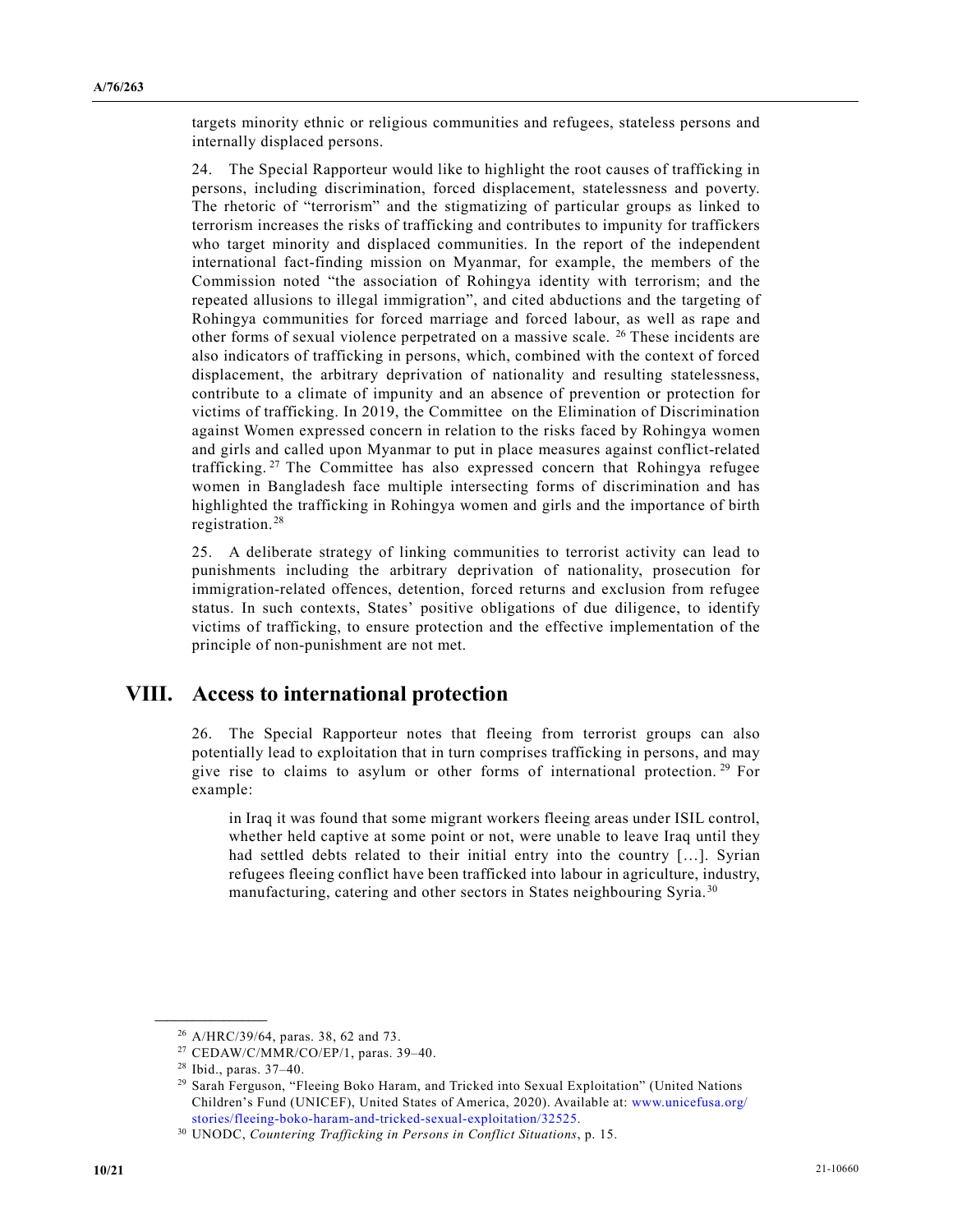targets minority ethnic or religious communities and refugees, stateless persons and internally displaced persons.

24. The Special Rapporteur would like to highlight the root causes of trafficking in persons, including discrimination, forced displacement, statelessness and poverty. The rhetoric of "terrorism" and the stigmatizing of particular groups as linked to terrorism increases the risks of trafficking and contributes to impunity for traffickers who target minority and displaced communities. In the report of the independent international fact-finding mission on Myanmar, for example, the members of the Commission noted "the association of Rohingya identity with terrorism; and the repeated allusions to illegal immigration", and cited abductions and the targeting of Rohingya communities for forced marriage and forced labour, as well as rape and other forms of sexual violence perpetrated on a massive scale. [26] These incidents are also indicators of trafficking in persons, which, combined with the context of forced displacement, the arbitrary deprivation of nationality and resulting statelessness, contribute to a climate of impunity and an absence of prevention or protection for victims of trafficking. In 2019, the Committee on the Elimination of Discrimination against Women expressed concern in relation to the risks faced by Rohingya women and girls and called upon Myanmar to put in place measures against conflict-related trafficking. [27] The Committee has also expressed concern that Rohingya refugee women in Bangladesh face multiple intersecting forms of discrimination and has highlighted the trafficking in Rohingya women and girls and the importance of birth registration. [28]

25. A deliberate strategy of linking communities to terrorist activity can lead to punishments including the arbitrary deprivation of nationality, prosecution for immigration-related offences, detention, forced returns and exclusion from refugee status. In such contexts, States' positive obligations of due diligence, to identify victims of trafficking, to ensure protection and the effective implementation of the principle of non-punishment are not met.

# VIII. Access to international protection

26. The Special Rapporteur notes that fleeing from terrorist groups can also potentially lead to exploitation that in turn comprises trafficking in persons, and may give rise to claims to asylum or other forms of international protection. [29] For example:

> in Iraq it was found that some migrant workers fleeing areas under ISIL control, whether held captive at some point or not, were unable to leave Iraq until they had settled debts related to their initial entry into the country […]. Syrian refugees fleeing conflict have been trafficked into labour in agriculture, industry, manufacturing, catering and other sectors in States neighbouring Syria. [30]

---

[26] A/HRC/39/64, paras. 38, 62 and 73.

[27] CEDAW/C/MMR/CO/EP/1, paras. 39–40.

[28] Ibid., paras. 37–40.

[29] Sarah Ferguson, "Fleeing Boko Haram, and Tricked into Sexual Exploitation" (United Nations Children's Fund (UNICEF), United States of America, 2020). Available at: www.unicefusa.org/stories/fleeing-boko-haram-and-tricked-sexual-exploitation/32525.

[30] UNODC, *Countering Trafficking in Persons in Conflict Situations*, p. 15.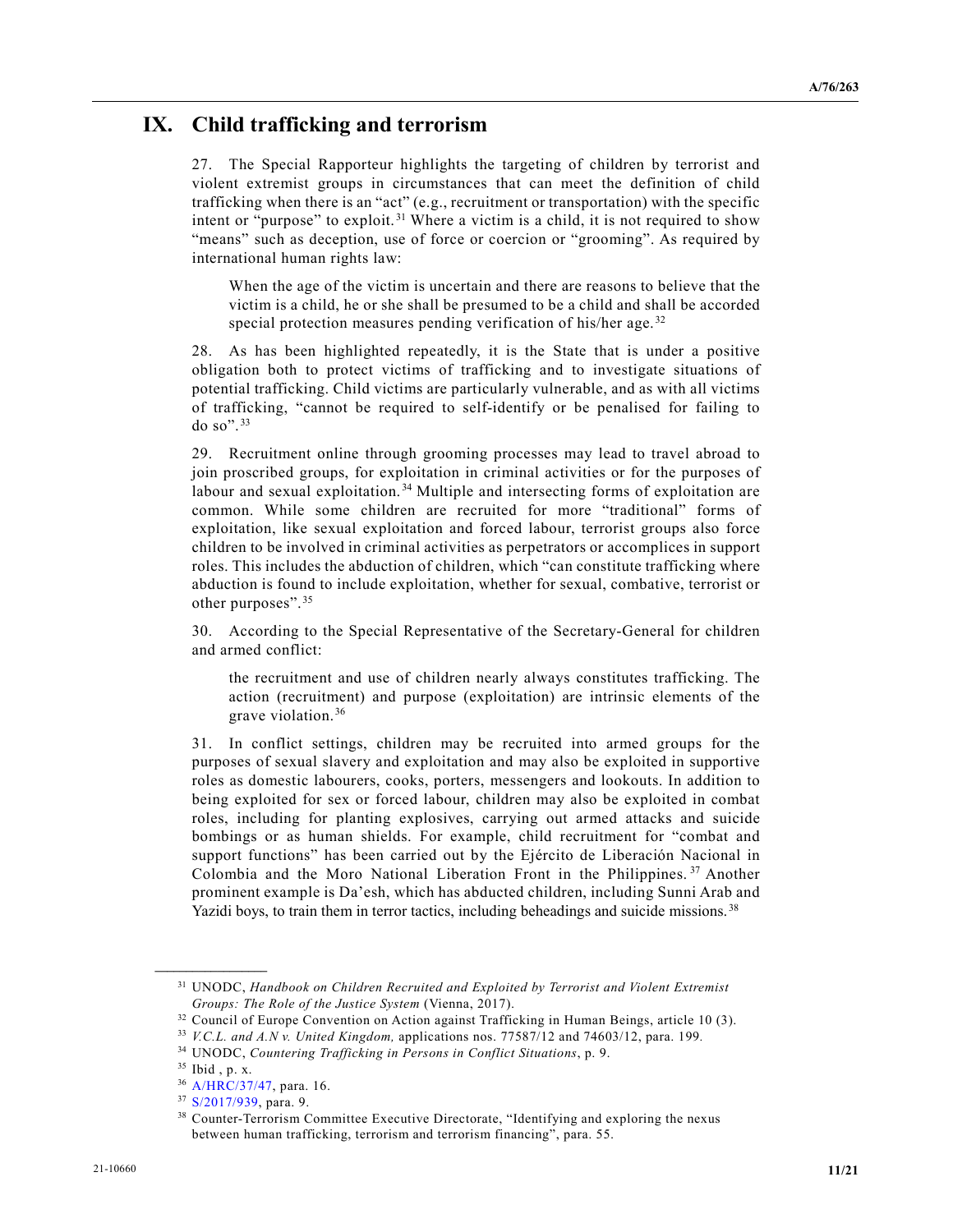# IX. Child trafficking and terrorism

27. The Special Rapporteur highlights the targeting of children by terrorist and violent extremist groups in circumstances that can meet the definition of child trafficking when there is an "act" (e.g., recruitment or transportation) with the specific intent or "purpose" to exploit.[31] Where a victim is a child, it is not required to show "means" such as deception, use of force or coercion or "grooming". As required by international human rights law:

> When the age of the victim is uncertain and there are reasons to believe that the victim is a child, he or she shall be presumed to be a child and shall be accorded special protection measures pending verification of his/her age.[32]

28. As has been highlighted repeatedly, it is the State that is under a positive obligation both to protect victims of trafficking and to investigate situations of potential trafficking. Child victims are particularly vulnerable, and as with all victims of trafficking, "cannot be required to self-identify or be penalised for failing to do so".[33]

29. Recruitment online through grooming processes may lead to travel abroad to join proscribed groups, for exploitation in criminal activities or for the purposes of labour and sexual exploitation.[34] Multiple and intersecting forms of exploitation are common. While some children are recruited for more "traditional" forms of exploitation, like sexual exploitation and forced labour, terrorist groups also force children to be involved in criminal activities as perpetrators or accomplices in support roles. This includes the abduction of children, which "can constitute trafficking where abduction is found to include exploitation, whether for sexual, combative, terrorist or other purposes".[35]

30. According to the Special Representative of the Secretary-General for children and armed conflict:

> the recruitment and use of children nearly always constitutes trafficking. The action (recruitment) and purpose (exploitation) are intrinsic elements of the grave violation.[36]

31. In conflict settings, children may be recruited into armed groups for the purposes of sexual slavery and exploitation and may also be exploited in supportive roles as domestic labourers, cooks, porters, messengers and lookouts. In addition to being exploited for sex or forced labour, children may also be exploited in combat roles, including for planting explosives, carrying out armed attacks and suicide bombings or as human shields. For example, child recruitment for "combat and support functions" has been carried out by the Ejército de Liberación Nacional in Colombia and the Moro National Liberation Front in the Philippines.[37] Another prominent example is Da'esh, which has abducted children, including Sunni Arab and Yazidi boys, to train them in terror tactics, including beheadings and suicide missions.[38]

---

[31] UNODC, *Handbook on Children Recruited and Exploited by Terrorist and Violent Extremist Groups: The Role of the Justice System* (Vienna, 2017).

[32] Council of Europe Convention on Action against Trafficking in Human Beings, article 10 (3).

[33] *V.C.L. and A.N v. United Kingdom,* applications nos. 77587/12 and 74603/12, para. 199.

[34] UNODC, *Countering Trafficking in Persons in Conflict Situations*, p. 9.

[35] Ibid , p. x.

[36] A/HRC/37/47, para. 16.

[37] S/2017/939, para. 9.

[38] Counter-Terrorism Committee Executive Directorate, "Identifying and exploring the nexus between human trafficking, terrorism and terrorism financing", para. 55.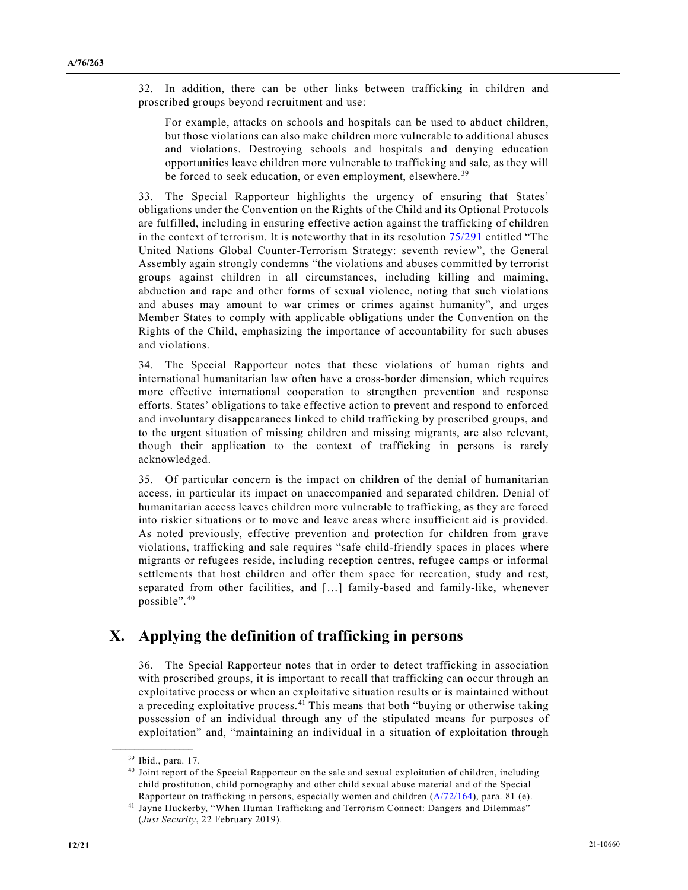32. In addition, there can be other links between trafficking in children and proscribed groups beyond recruitment and use:

> For example, attacks on schools and hospitals can be used to abduct children, but those violations can also make children more vulnerable to additional abuses and violations. Destroying schools and hospitals and denying education opportunities leave children more vulnerable to trafficking and sale, as they will be forced to seek education, or even employment, elsewhere.[39]

33. The Special Rapporteur highlights the urgency of ensuring that States' obligations under the Convention on the Rights of the Child and its Optional Protocols are fulfilled, including in ensuring effective action against the trafficking of children in the context of terrorism. It is noteworthy that in its resolution 75/291 entitled "The United Nations Global Counter-Terrorism Strategy: seventh review", the General Assembly again strongly condemns "the violations and abuses committed by terrorist groups against children in all circumstances, including killing and maiming, abduction and rape and other forms of sexual violence, noting that such violations and abuses may amount to war crimes or crimes against humanity", and urges Member States to comply with applicable obligations under the Convention on the Rights of the Child, emphasizing the importance of accountability for such abuses and violations.

34. The Special Rapporteur notes that these violations of human rights and international humanitarian law often have a cross-border dimension, which requires more effective international cooperation to strengthen prevention and response efforts. States' obligations to take effective action to prevent and respond to enforced and involuntary disappearances linked to child trafficking by proscribed groups, and to the urgent situation of missing children and missing migrants, are also relevant, though their application to the context of trafficking in persons is rarely acknowledged.

35. Of particular concern is the impact on children of the denial of humanitarian access, in particular its impact on unaccompanied and separated children. Denial of humanitarian access leaves children more vulnerable to trafficking, as they are forced into riskier situations or to move and leave areas where insufficient aid is provided. As noted previously, effective prevention and protection for children from grave violations, trafficking and sale requires "safe child-friendly spaces in places where migrants or refugees reside, including reception centres, refugee camps or informal settlements that host children and offer them space for recreation, study and rest, separated from other facilities, and […] family-based and family-like, whenever possible".[40]

## X. Applying the definition of trafficking in persons

36. The Special Rapporteur notes that in order to detect trafficking in association with proscribed groups, it is important to recall that trafficking can occur through an exploitative process or when an exploitative situation results or is maintained without a preceding exploitative process.[41] This means that both "buying or otherwise taking possession of an individual through any of the stipulated means for purposes of exploitation" and, "maintaining an individual in a situation of exploitation through

---

[39] Ibid., para. 17.

[40] Joint report of the Special Rapporteur on the sale and sexual exploitation of children, including child prostitution, child pornography and other child sexual abuse material and of the Special Rapporteur on trafficking in persons, especially women and children (A/72/164), para. 81 (e).

[41] Jayne Huckerby, "When Human Trafficking and Terrorism Connect: Dangers and Dilemmas" (*Just Security*, 22 February 2019).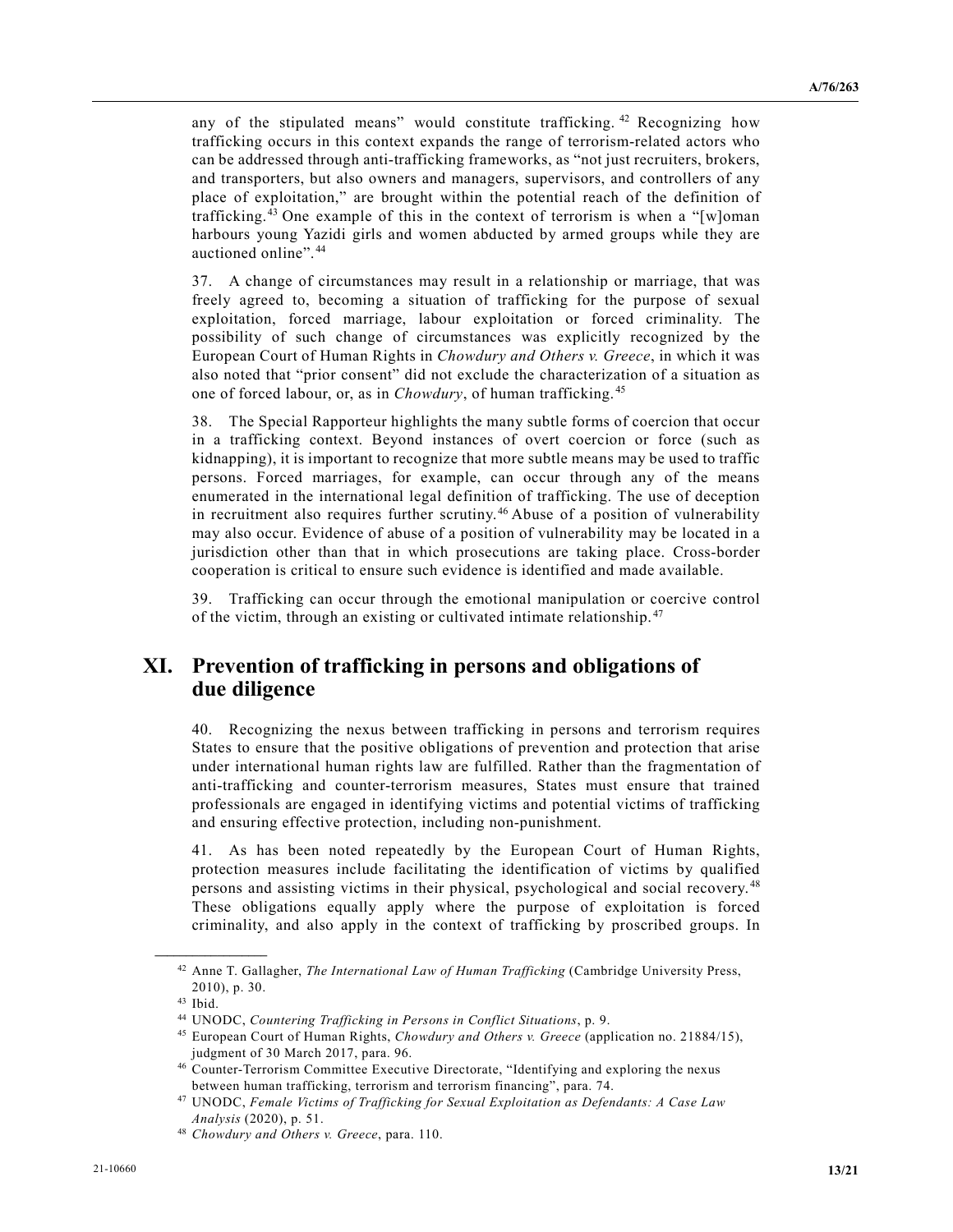any of the stipulated means" would constitute trafficking.[42] Recognizing how trafficking occurs in this context expands the range of terrorism-related actors who can be addressed through anti-trafficking frameworks, as "not just recruiters, brokers, and transporters, but also owners and managers, supervisors, and controllers of any place of exploitation," are brought within the potential reach of the definition of trafficking.[43] One example of this in the context of terrorism is when a "[w]oman harbours young Yazidi girls and women abducted by armed groups while they are auctioned online".[44]

37. A change of circumstances may result in a relationship or marriage, that was freely agreed to, becoming a situation of trafficking for the purpose of sexual exploitation, forced marriage, labour exploitation or forced criminality. The possibility of such change of circumstances was explicitly recognized by the European Court of Human Rights in *Chowdury and Others v. Greece*, in which it was also noted that "prior consent" did not exclude the characterization of a situation as one of forced labour, or, as in *Chowdury*, of human trafficking.[45]

38. The Special Rapporteur highlights the many subtle forms of coercion that occur in a trafficking context. Beyond instances of overt coercion or force (such as kidnapping), it is important to recognize that more subtle means may be used to traffic persons. Forced marriages, for example, can occur through any of the means enumerated in the international legal definition of trafficking. The use of deception in recruitment also requires further scrutiny.[46] Abuse of a position of vulnerability may also occur. Evidence of abuse of a position of vulnerability may be located in a jurisdiction other than that in which prosecutions are taking place. Cross-border cooperation is critical to ensure such evidence is identified and made available.

39. Trafficking can occur through the emotional manipulation or coercive control of the victim, through an existing or cultivated intimate relationship.[47]

## XI. Prevention of trafficking in persons and obligations of due diligence

40. Recognizing the nexus between trafficking in persons and terrorism requires States to ensure that the positive obligations of prevention and protection that arise under international human rights law are fulfilled. Rather than the fragmentation of anti-trafficking and counter-terrorism measures, States must ensure that trained professionals are engaged in identifying victims and potential victims of trafficking and ensuring effective protection, including non-punishment.

41. As has been noted repeatedly by the European Court of Human Rights, protection measures include facilitating the identification of victims by qualified persons and assisting victims in their physical, psychological and social recovery.[48] These obligations equally apply where the purpose of exploitation is forced criminality, and also apply in the context of trafficking by proscribed groups. In

---

[42] Anne T. Gallagher, *The International Law of Human Trafficking* (Cambridge University Press, 2010), p. 30.

[43] Ibid.

[44] UNODC, *Countering Trafficking in Persons in Conflict Situations*, p. 9.

[45] European Court of Human Rights, *Chowdury and Others v. Greece* (application no. 21884/15), judgment of 30 March 2017, para. 96.

[46] Counter-Terrorism Committee Executive Directorate, "Identifying and exploring the nexus between human trafficking, terrorism and terrorism financing", para. 74.

[47] UNODC, *Female Victims of Trafficking for Sexual Exploitation as Defendants: A Case Law Analysis* (2020), p. 51.

[48] *Chowdury and Others v. Greece*, para. 110.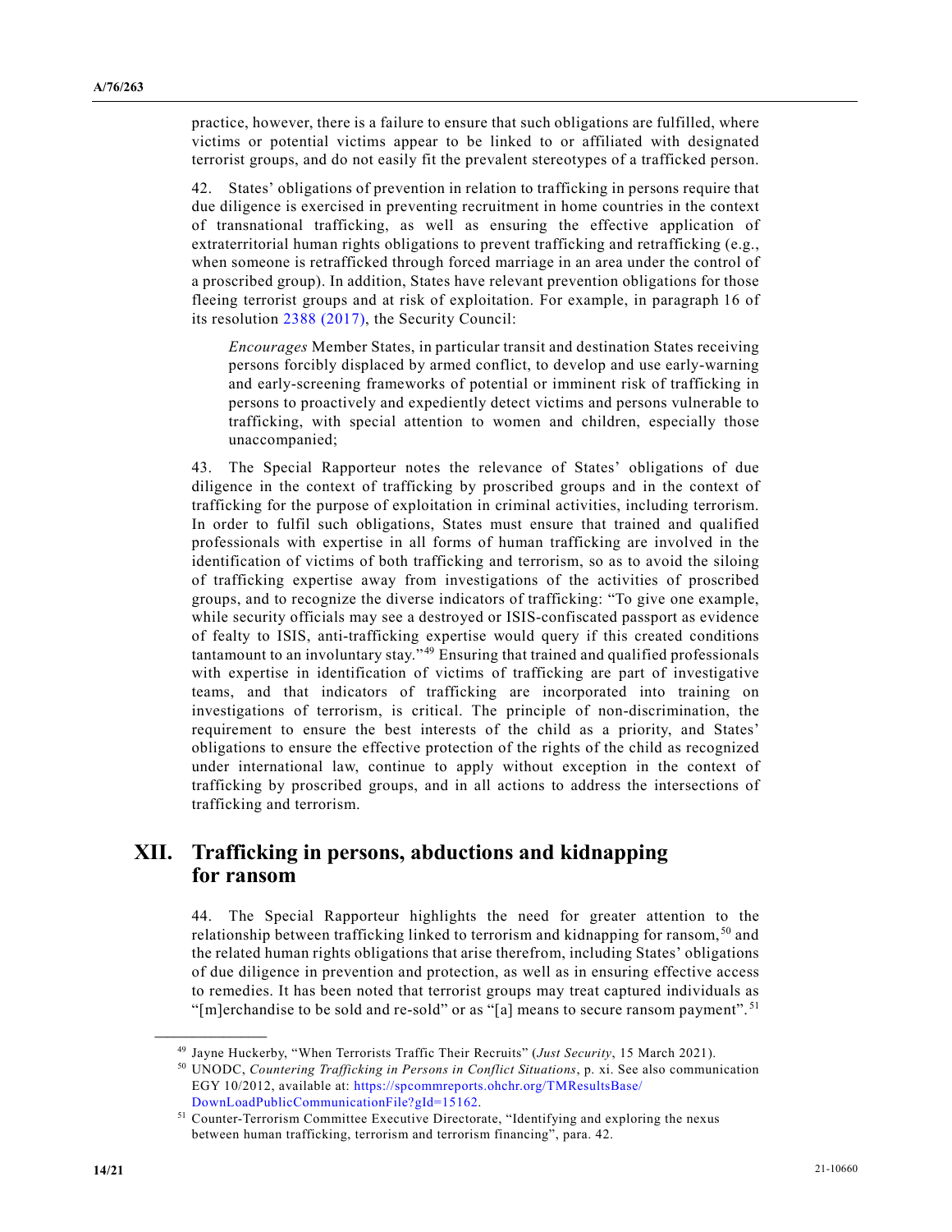practice, however, there is a failure to ensure that such obligations are fulfilled, where victims or potential victims appear to be linked to or affiliated with designated terrorist groups, and do not easily fit the prevalent stereotypes of a trafficked person.

42. States' obligations of prevention in relation to trafficking in persons require that due diligence is exercised in preventing recruitment in home countries in the context of transnational trafficking, as well as ensuring the effective application of extraterritorial human rights obligations to prevent trafficking and retrafficking (e.g., when someone is retrafficked through forced marriage in an area under the control of a proscribed group). In addition, States have relevant prevention obligations for those fleeing terrorist groups and at risk of exploitation. For example, in paragraph 16 of its resolution 2388 (2017), the Security Council:

> *Encourages* Member States, in particular transit and destination States receiving persons forcibly displaced by armed conflict, to develop and use early-warning and early-screening frameworks of potential or imminent risk of trafficking in persons to proactively and expediently detect victims and persons vulnerable to trafficking, with special attention to women and children, especially those unaccompanied;

43. The Special Rapporteur notes the relevance of States' obligations of due diligence in the context of trafficking by proscribed groups and in the context of trafficking for the purpose of exploitation in criminal activities, including terrorism. In order to fulfil such obligations, States must ensure that trained and qualified professionals with expertise in all forms of human trafficking are involved in the identification of victims of both trafficking and terrorism, so as to avoid the siloing of trafficking expertise away from investigations of the activities of proscribed groups, and to recognize the diverse indicators of trafficking: "To give one example, while security officials may see a destroyed or ISIS-confiscated passport as evidence of fealty to ISIS, anti-trafficking expertise would query if this created conditions tantamount to an involuntary stay."[49] Ensuring that trained and qualified professionals with expertise in identification of victims of trafficking are part of investigative teams, and that indicators of trafficking are incorporated into training on investigations of terrorism, is critical. The principle of non-discrimination, the requirement to ensure the best interests of the child as a priority, and States' obligations to ensure the effective protection of the rights of the child as recognized under international law, continue to apply without exception in the context of trafficking by proscribed groups, and in all actions to address the intersections of trafficking and terrorism.

## XII. Trafficking in persons, abductions and kidnapping for ransom

44. The Special Rapporteur highlights the need for greater attention to the relationship between trafficking linked to terrorism and kidnapping for ransom,[50] and the related human rights obligations that arise therefrom, including States' obligations of due diligence in prevention and protection, as well as in ensuring effective access to remedies. It has been noted that terrorist groups may treat captured individuals as "[m]erchandise to be sold and re-sold" or as "[a] means to secure ransom payment".[51]

---

[49] Jayne Huckerby, "When Terrorists Traffic Their Recruits" (*Just Security*, 15 March 2021).

[50] UNODC, *Countering Trafficking in Persons in Conflict Situations*, p. xi. See also communication EGY 10/2012, available at: https://spcommreports.ohchr.org/TMResultsBase/DownLoadPublicCommunicationFile?gId=15162.

[51] Counter-Terrorism Committee Executive Directorate, "Identifying and exploring the nexus between human trafficking, terrorism and terrorism financing", para. 42.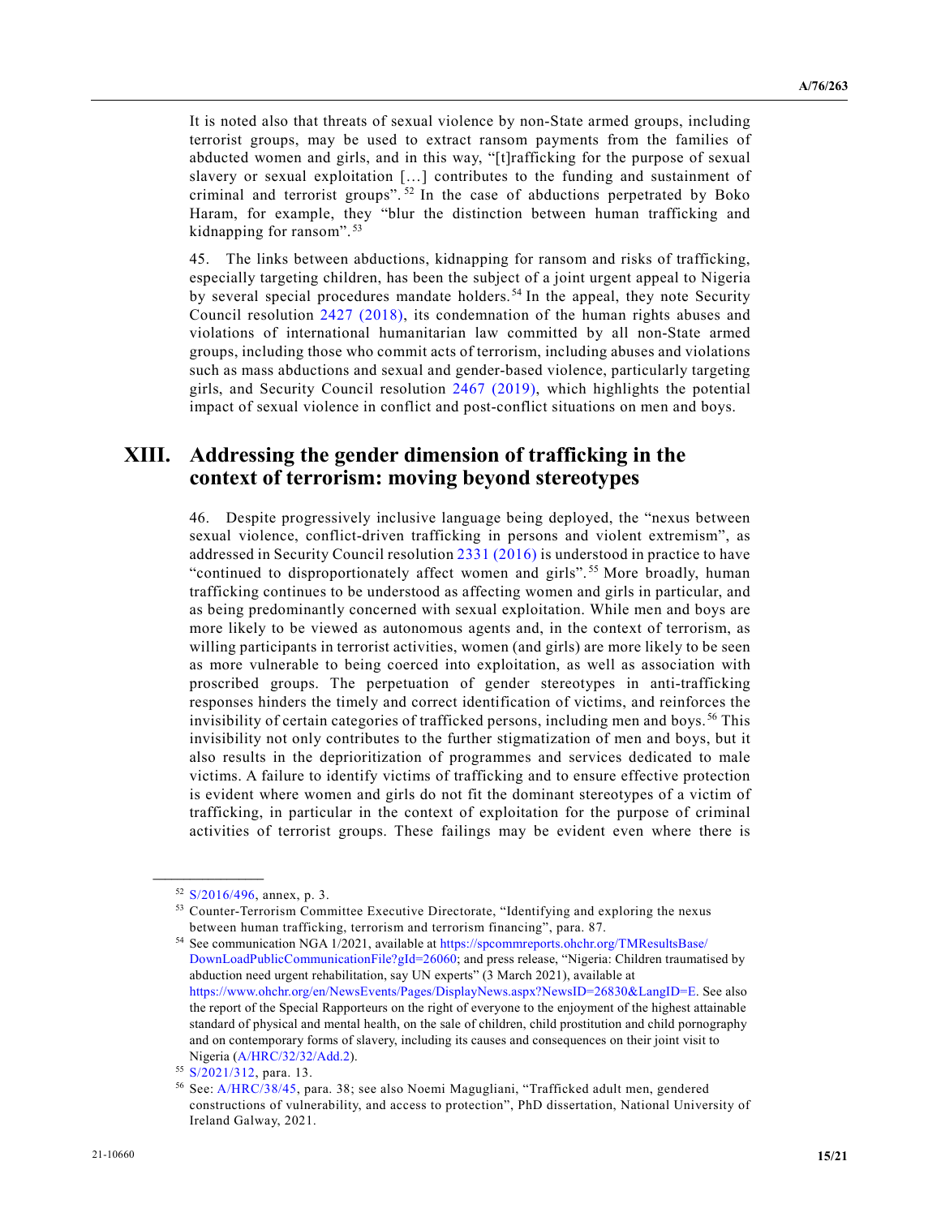It is noted also that threats of sexual violence by non-State armed groups, including terrorist groups, may be used to extract ransom payments from the families of abducted women and girls, and in this way, "[t]rafficking for the purpose of sexual slavery or sexual exploitation […] contributes to the funding and sustainment of criminal and terrorist groups".[52] In the case of abductions perpetrated by Boko Haram, for example, they "blur the distinction between human trafficking and kidnapping for ransom".[53]

45. The links between abductions, kidnapping for ransom and risks of trafficking, especially targeting children, has been the subject of a joint urgent appeal to Nigeria by several special procedures mandate holders.[54] In the appeal, they note Security Council resolution 2427 (2018), its condemnation of the human rights abuses and violations of international humanitarian law committed by all non-State armed groups, including those who commit acts of terrorism, including abuses and violations such as mass abductions and sexual and gender-based violence, particularly targeting girls, and Security Council resolution 2467 (2019), which highlights the potential impact of sexual violence in conflict and post-conflict situations on men and boys.

## XIII. Addressing the gender dimension of trafficking in the context of terrorism: moving beyond stereotypes

46. Despite progressively inclusive language being deployed, the "nexus between sexual violence, conflict-driven trafficking in persons and violent extremism", as addressed in Security Council resolution 2331 (2016) is understood in practice to have "continued to disproportionately affect women and girls".[55] More broadly, human trafficking continues to be understood as affecting women and girls in particular, and as being predominantly concerned with sexual exploitation. While men and boys are more likely to be viewed as autonomous agents and, in the context of terrorism, as willing participants in terrorist activities, women (and girls) are more likely to be seen as more vulnerable to being coerced into exploitation, as well as association with proscribed groups. The perpetuation of gender stereotypes in anti-trafficking responses hinders the timely and correct identification of victims, and reinforces the invisibility of certain categories of trafficked persons, including men and boys.[56] This invisibility not only contributes to the further stigmatization of men and boys, but it also results in the deprioritization of programmes and services dedicated to male victims. A failure to identify victims of trafficking and to ensure effective protection is evident where women and girls do not fit the dominant stereotypes of a victim of trafficking, in particular in the context of exploitation for the purpose of criminal activities of terrorist groups. These failings may be evident even where there is

---

[52] S/2016/496, annex, p. 3.

[53] Counter-Terrorism Committee Executive Directorate, "Identifying and exploring the nexus between human trafficking, terrorism and terrorism financing", para. 87.

[54] See communication NGA 1/2021, available at https://spcommreports.ohchr.org/TMResultsBase/DownLoadPublicCommunicationFile?gId=26060; and press release, "Nigeria: Children traumatised by abduction need urgent rehabilitation, say UN experts" (3 March 2021), available at https://www.ohchr.org/en/NewsEvents/Pages/DisplayNews.aspx?NewsID=26830&LangID=E. See also the report of the Special Rapporteurs on the right of everyone to the enjoyment of the highest attainable standard of physical and mental health, on the sale of children, child prostitution and child pornography and on contemporary forms of slavery, including its causes and consequences on their joint visit to Nigeria (A/HRC/32/32/Add.2).

[55] S/2021/312, para. 13.

[56] See: A/HRC/38/45, para. 38; see also Noemi Magugliani, "Trafficked adult men, gendered constructions of vulnerability, and access to protection", PhD dissertation, National University of Ireland Galway, 2021.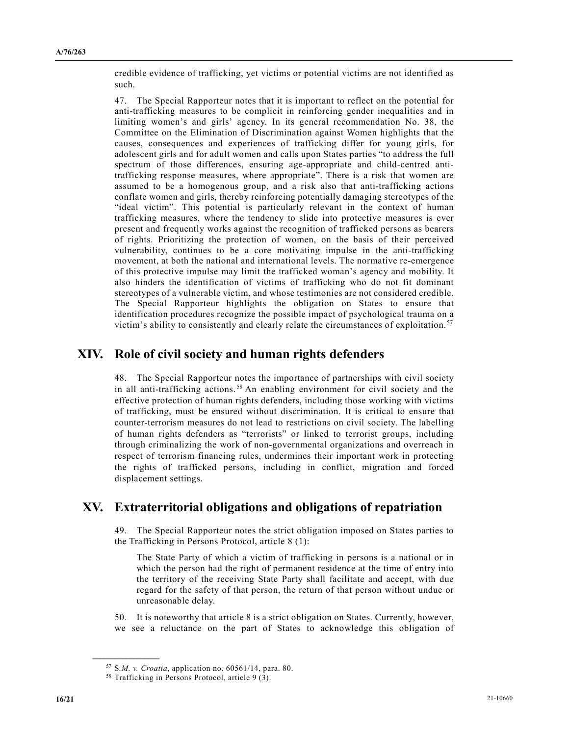credible evidence of trafficking, yet victims or potential victims are not identified as such.

47. The Special Rapporteur notes that it is important to reflect on the potential for anti-trafficking measures to be complicit in reinforcing gender inequalities and in limiting women's and girls' agency. In its general recommendation No. 38, the Committee on the Elimination of Discrimination against Women highlights that the causes, consequences and experiences of trafficking differ for young girls, for adolescent girls and for adult women and calls upon States parties "to address the full spectrum of those differences, ensuring age-appropriate and child-centred anti-trafficking response measures, where appropriate". There is a risk that women are assumed to be a homogenous group, and a risk also that anti-trafficking actions conflate women and girls, thereby reinforcing potentially damaging stereotypes of the "ideal victim". This potential is particularly relevant in the context of human trafficking measures, where the tendency to slide into protective measures is ever present and frequently works against the recognition of trafficked persons as bearers of rights. Prioritizing the protection of women, on the basis of their perceived vulnerability, continues to be a core motivating impulse in the anti-trafficking movement, at both the national and international levels. The normative re-emergence of this protective impulse may limit the trafficked woman's agency and mobility. It also hinders the identification of victims of trafficking who do not fit dominant stereotypes of a vulnerable victim, and whose testimonies are not considered credible. The Special Rapporteur highlights the obligation on States to ensure that identification procedures recognize the possible impact of psychological trauma on a victim's ability to consistently and clearly relate the circumstances of exploitation.[57]

## XIV. Role of civil society and human rights defenders

48. The Special Rapporteur notes the importance of partnerships with civil society in all anti-trafficking actions.[58] An enabling environment for civil society and the effective protection of human rights defenders, including those working with victims of trafficking, must be ensured without discrimination. It is critical to ensure that counter-terrorism measures do not lead to restrictions on civil society. The labelling of human rights defenders as "terrorists" or linked to terrorist groups, including through criminalizing the work of non-governmental organizations and overreach in respect of terrorism financing rules, undermines their important work in protecting the rights of trafficked persons, including in conflict, migration and forced displacement settings.

## XV. Extraterritorial obligations and obligations of repatriation

49. The Special Rapporteur notes the strict obligation imposed on States parties to the Trafficking in Persons Protocol, article 8 (1):

> The State Party of which a victim of trafficking in persons is a national or in which the person had the right of permanent residence at the time of entry into the territory of the receiving State Party shall facilitate and accept, with due regard for the safety of that person, the return of that person without undue or unreasonable delay.

50. It is noteworthy that article 8 is a strict obligation on States. Currently, however, we see a reluctance on the part of States to acknowledge this obligation of

---

[57] *S.M. v. Croatia*, application no. 60561/14, para. 80.

[58] Trafficking in Persons Protocol, article 9 (3).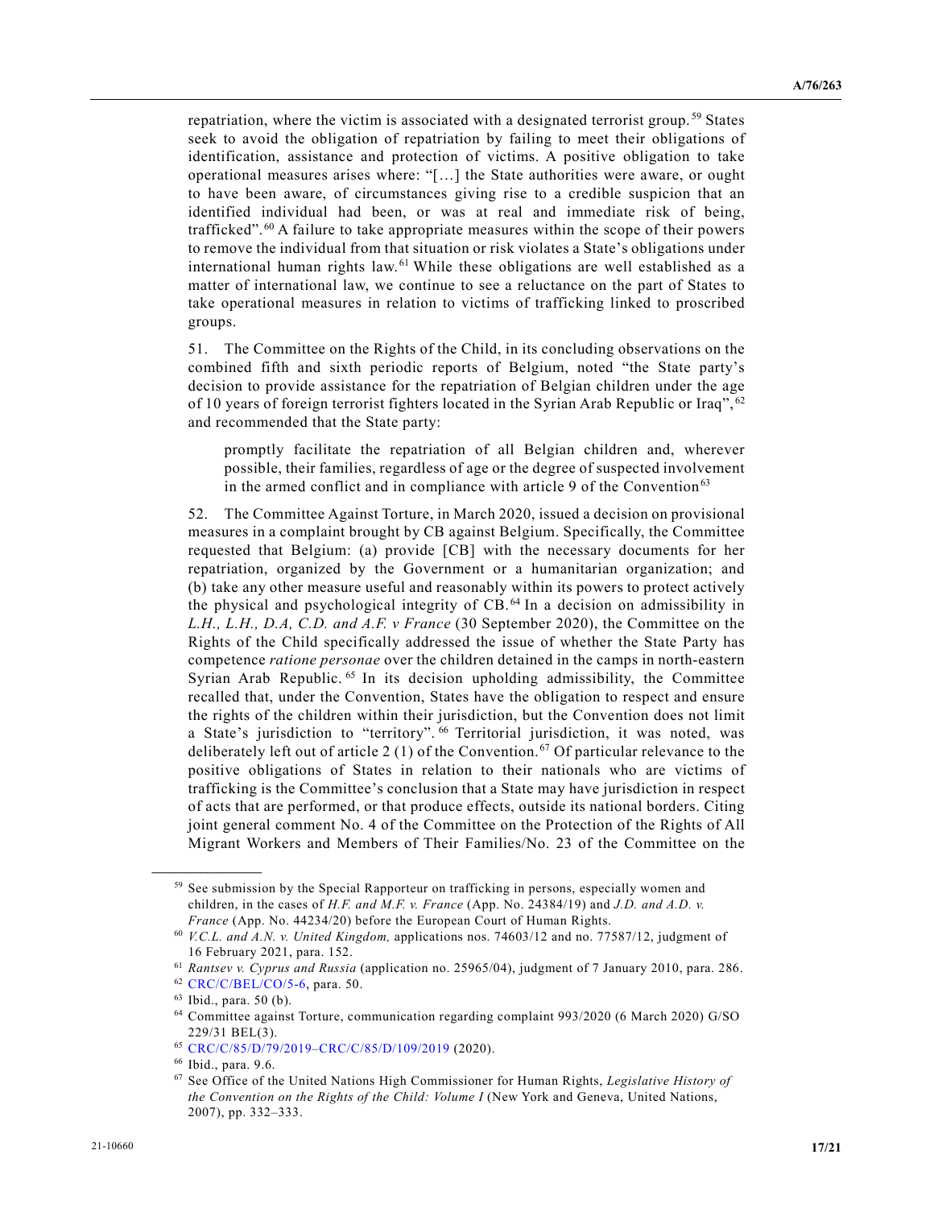repatriation, where the victim is associated with a designated terrorist group.[59] States seek to avoid the obligation of repatriation by failing to meet their obligations of identification, assistance and protection of victims. A positive obligation to take operational measures arises where: "[…] the State authorities were aware, or ought to have been aware, of circumstances giving rise to a credible suspicion that an identified individual had been, or was at real and immediate risk of being, trafficked".[60] A failure to take appropriate measures within the scope of their powers to remove the individual from that situation or risk violates a State's obligations under international human rights law.[61] While these obligations are well established as a matter of international law, we continue to see a reluctance on the part of States to take operational measures in relation to victims of trafficking linked to proscribed groups.

51. The Committee on the Rights of the Child, in its concluding observations on the combined fifth and sixth periodic reports of Belgium, noted "the State party's decision to provide assistance for the repatriation of Belgian children under the age of 10 years of foreign terrorist fighters located in the Syrian Arab Republic or Iraq",[62] and recommended that the State party:

> promptly facilitate the repatriation of all Belgian children and, wherever possible, their families, regardless of age or the degree of suspected involvement in the armed conflict and in compliance with article 9 of the Convention[63]

52. The Committee Against Torture, in March 2020, issued a decision on provisional measures in a complaint brought by CB against Belgium. Specifically, the Committee requested that Belgium: (a) provide [CB] with the necessary documents for her repatriation, organized by the Government or a humanitarian organization; and (b) take any other measure useful and reasonably within its powers to protect actively the physical and psychological integrity of CB.[64] In a decision on admissibility in *L.H., L.H., D.A, C.D. and A.F. v France* (30 September 2020), the Committee on the Rights of the Child specifically addressed the issue of whether the State Party has competence *ratione personae* over the children detained in the camps in north-eastern Syrian Arab Republic.[65] In its decision upholding admissibility, the Committee recalled that, under the Convention, States have the obligation to respect and ensure the rights of the children within their jurisdiction, but the Convention does not limit a State's jurisdiction to "territory".[66] Territorial jurisdiction, it was noted, was deliberately left out of article 2 (1) of the Convention.[67] Of particular relevance to the positive obligations of States in relation to their nationals who are victims of trafficking is the Committee's conclusion that a State may have jurisdiction in respect of acts that are performed, or that produce effects, outside its national borders. Citing joint general comment No. 4 of the Committee on the Protection of the Rights of All Migrant Workers and Members of Their Families/No. 23 of the Committee on the

---

[59] See submission by the Special Rapporteur on trafficking in persons, especially women and children, in the cases of *H.F. and M.F. v. France* (App. No. 24384/19) and *J.D. and A.D. v. France* (App. No. 44234/20) before the European Court of Human Rights.

[60] *V.C.L. and A.N. v. United Kingdom,* applications nos. 74603/12 and no. 77587/12, judgment of 16 February 2021, para. 152.

[61] *Rantsev v. Cyprus and Russia* (application no. 25965/04), judgment of 7 January 2010, para. 286.

[62] CRC/C/BEL/CO/5-6, para. 50.

[63] Ibid., para. 50 (b).

[64] Committee against Torture, communication regarding complaint 993/2020 (6 March 2020) G/SO 229/31 BEL(3).

[65] CRC/C/85/D/79/2019–CRC/C/85/D/109/2019 (2020).

[66] Ibid., para. 9.6.

[67] See Office of the United Nations High Commissioner for Human Rights, *Legislative History of the Convention on the Rights of the Child: Volume I* (New York and Geneva, United Nations, 2007), pp. 332–333.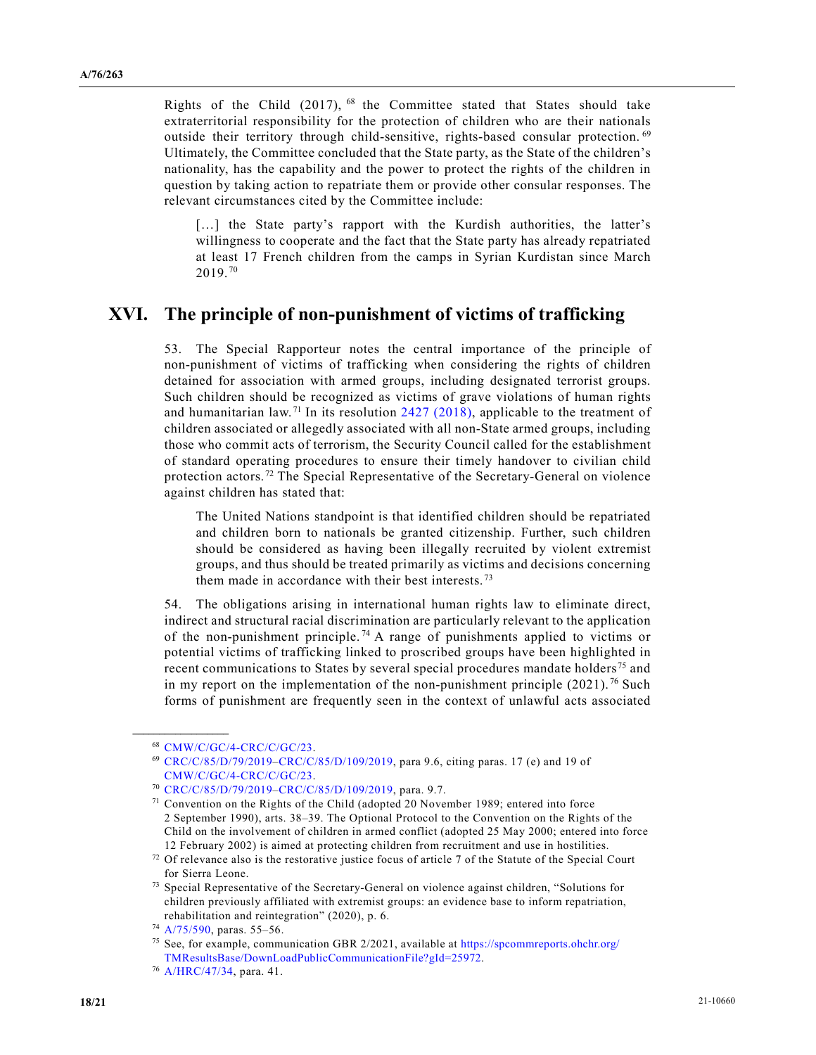Rights of the Child (2017),[68] the Committee stated that States should take extraterritorial responsibility for the protection of children who are their nationals outside their territory through child-sensitive, rights-based consular protection.[69] Ultimately, the Committee concluded that the State party, as the State of the children's nationality, has the capability and the power to protect the rights of the children in question by taking action to repatriate them or provide other consular responses. The relevant circumstances cited by the Committee include:

> […] the State party's rapport with the Kurdish authorities, the latter's willingness to cooperate and the fact that the State party has already repatriated at least 17 French children from the camps in Syrian Kurdistan since March 2019.[70]

## XVI. The principle of non-punishment of victims of trafficking

53. The Special Rapporteur notes the central importance of the principle of non-punishment of victims of trafficking when considering the rights of children detained for association with armed groups, including designated terrorist groups. Such children should be recognized as victims of grave violations of human rights and humanitarian law.[71] In its resolution 2427 (2018), applicable to the treatment of children associated or allegedly associated with all non-State armed groups, including those who commit acts of terrorism, the Security Council called for the establishment of standard operating procedures to ensure their timely handover to civilian child protection actors.[72] The Special Representative of the Secretary-General on violence against children has stated that:

> The United Nations standpoint is that identified children should be repatriated and children born to nationals be granted citizenship. Further, such children should be considered as having been illegally recruited by violent extremist groups, and thus should be treated primarily as victims and decisions concerning them made in accordance with their best interests.[73]

54. The obligations arising in international human rights law to eliminate direct, indirect and structural racial discrimination are particularly relevant to the application of the non-punishment principle.[74] A range of punishments applied to victims or potential victims of trafficking linked to proscribed groups have been highlighted in recent communications to States by several special procedures mandate holders[75] and in my report on the implementation of the non-punishment principle (2021).[76] Such forms of punishment are frequently seen in the context of unlawful acts associated

---

[68] CMW/C/GC/4-CRC/C/GC/23.

[69] CRC/C/85/D/79/2019–CRC/C/85/D/109/2019, para 9.6, citing paras. 17 (e) and 19 of CMW/C/GC/4-CRC/C/GC/23.

[70] CRC/C/85/D/79/2019–CRC/C/85/D/109/2019, para. 9.7.

[71] Convention on the Rights of the Child (adopted 20 November 1989; entered into force 2 September 1990), arts. 38–39. The Optional Protocol to the Convention on the Rights of the Child on the involvement of children in armed conflict (adopted 25 May 2000; entered into force 12 February 2002) is aimed at protecting children from recruitment and use in hostilities.

[72] Of relevance also is the restorative justice focus of article 7 of the Statute of the Special Court for Sierra Leone.

[73] Special Representative of the Secretary-General on violence against children, "Solutions for children previously affiliated with extremist groups: an evidence base to inform repatriation, rehabilitation and reintegration" (2020), p. 6.

[74] A/75/590, paras. 55–56.

[75] See, for example, communication GBR 2/2021, available at https://spcommreports.ohchr.org/TMResultsBase/DownLoadPublicCommunicationFile?gId=25972.

[76] A/HRC/47/34, para. 41.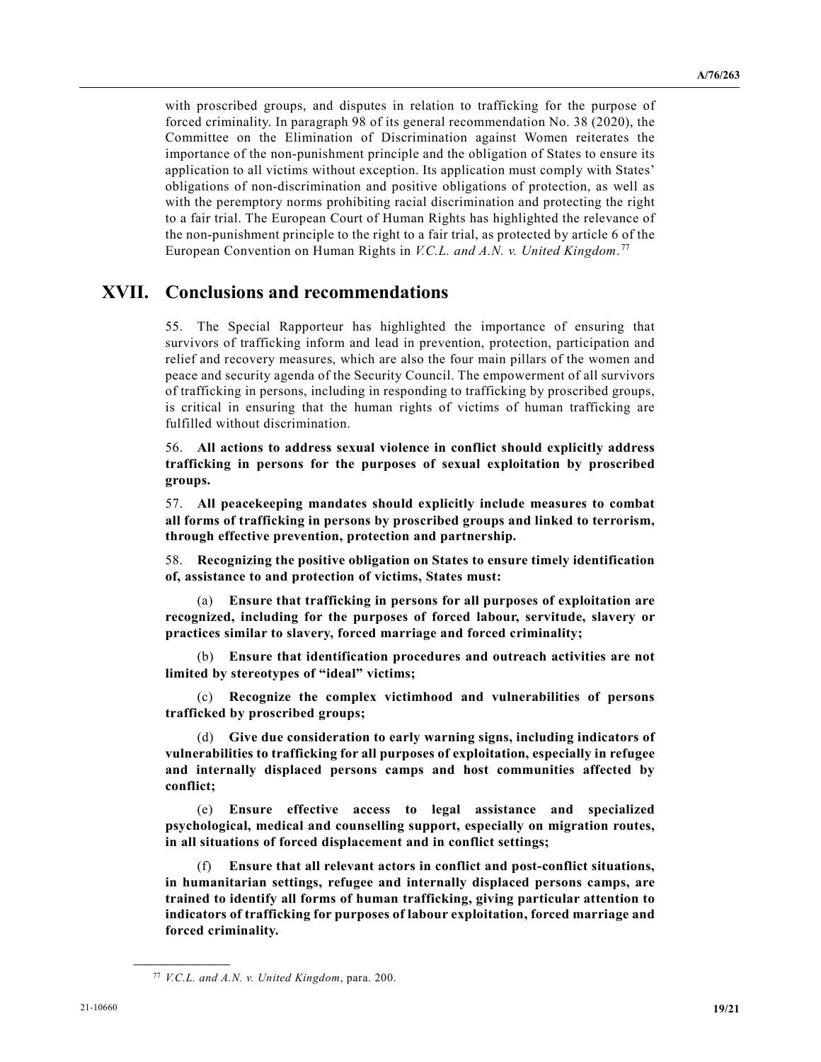with proscribed groups, and disputes in relation to trafficking for the purpose of forced criminality. In paragraph 98 of its general recommendation No. 38 (2020), the Committee on the Elimination of Discrimination against Women reiterates the importance of the non-punishment principle and the obligation of States to ensure its application to all victims without exception. Its application must comply with States' obligations of non-discrimination and positive obligations of protection, as well as with the peremptory norms prohibiting racial discrimination and protecting the right to a fair trial. The European Court of Human Rights has highlighted the relevance of the non-punishment principle to the right to a fair trial, as protected by article 6 of the European Convention on Human Rights in *V.C.L. and A.N. v. United Kingdom*.[77]

## XVII. Conclusions and recommendations

55. The Special Rapporteur has highlighted the importance of ensuring that survivors of trafficking inform and lead in prevention, protection, participation and relief and recovery measures, which are also the four main pillars of the women and peace and security agenda of the Security Council. The empowerment of all survivors of trafficking in persons, including in responding to trafficking by proscribed groups, is critical in ensuring that the human rights of victims of human trafficking are fulfilled without discrimination.

56. **All actions to address sexual violence in conflict should explicitly address trafficking in persons for the purposes of sexual exploitation by proscribed groups.**

57. **All peacekeeping mandates should explicitly include measures to combat all forms of trafficking in persons by proscribed groups and linked to terrorism, through effective prevention, protection and partnership.**

58. **Recognizing the positive obligation on States to ensure timely identification of, assistance to and protection of victims, States must:**

(a) **Ensure that trafficking in persons for all purposes of exploitation are recognized, including for the purposes of forced labour, servitude, slavery or practices similar to slavery, forced marriage and forced criminality;**

(b) **Ensure that identification procedures and outreach activities are not limited by stereotypes of "ideal" victims;**

(c) **Recognize the complex victimhood and vulnerabilities of persons trafficked by proscribed groups;**

(d) **Give due consideration to early warning signs, including indicators of vulnerabilities to trafficking for all purposes of exploitation, especially in refugee and internally displaced persons camps and host communities affected by conflict;**

(e) **Ensure effective access to legal assistance and specialized psychological, medical and counselling support, especially on migration routes, in all situations of forced displacement and in conflict settings;**

(f) **Ensure that all relevant actors in conflict and post-conflict situations, in humanitarian settings, refugee and internally displaced persons camps, are trained to identify all forms of human trafficking, giving particular attention to indicators of trafficking for purposes of labour exploitation, forced marriage and forced criminality.**

---

[77] *V.C.L. and A.N. v. United Kingdom*, para. 200.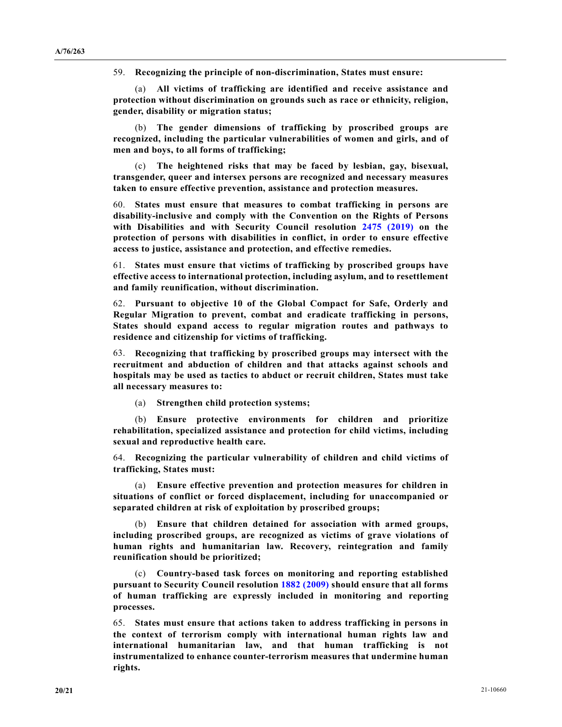59. **Recognizing the principle of non-discrimination, States must ensure:**

(a) **All victims of trafficking are identified and receive assistance and protection without discrimination on grounds such as race or ethnicity, religion, gender, disability or migration status;**

(b) **The gender dimensions of trafficking by proscribed groups are recognized, including the particular vulnerabilities of women and girls, and of men and boys, to all forms of trafficking;**

(c) **The heightened risks that may be faced by lesbian, gay, bisexual, transgender, queer and intersex persons are recognized and necessary measures taken to ensure effective prevention, assistance and protection measures.**

60. **States must ensure that measures to combat trafficking in persons are disability-inclusive and comply with the Convention on the Rights of Persons with Disabilities and with Security Council resolution 2475 (2019) on the protection of persons with disabilities in conflict, in order to ensure effective access to justice, assistance and protection, and effective remedies.**

61. **States must ensure that victims of trafficking by proscribed groups have effective access to international protection, including asylum, and to resettlement and family reunification, without discrimination.**

62. **Pursuant to objective 10 of the Global Compact for Safe, Orderly and Regular Migration to prevent, combat and eradicate trafficking in persons, States should expand access to regular migration routes and pathways to residence and citizenship for victims of trafficking.**

63. **Recognizing that trafficking by proscribed groups may intersect with the recruitment and abduction of children and that attacks against schools and hospitals may be used as tactics to abduct or recruit children, States must take all necessary measures to:**

(a) **Strengthen child protection systems;**

(b) **Ensure protective environments for children and prioritize rehabilitation, specialized assistance and protection for child victims, including sexual and reproductive health care.**

64. **Recognizing the particular vulnerability of children and child victims of trafficking, States must:**

(a) **Ensure effective prevention and protection measures for children in situations of conflict or forced displacement, including for unaccompanied or separated children at risk of exploitation by proscribed groups;**

(b) **Ensure that children detained for association with armed groups, including proscribed groups, are recognized as victims of grave violations of human rights and humanitarian law. Recovery, reintegration and family reunification should be prioritized;**

(c) **Country-based task forces on monitoring and reporting established pursuant to Security Council resolution 1882 (2009) should ensure that all forms of human trafficking are expressly included in monitoring and reporting processes.**

65. **States must ensure that actions taken to address trafficking in persons in the context of terrorism comply with international human rights law and international humanitarian law, and that human trafficking is not instrumentalized to enhance counter-terrorism measures that undermine human rights.**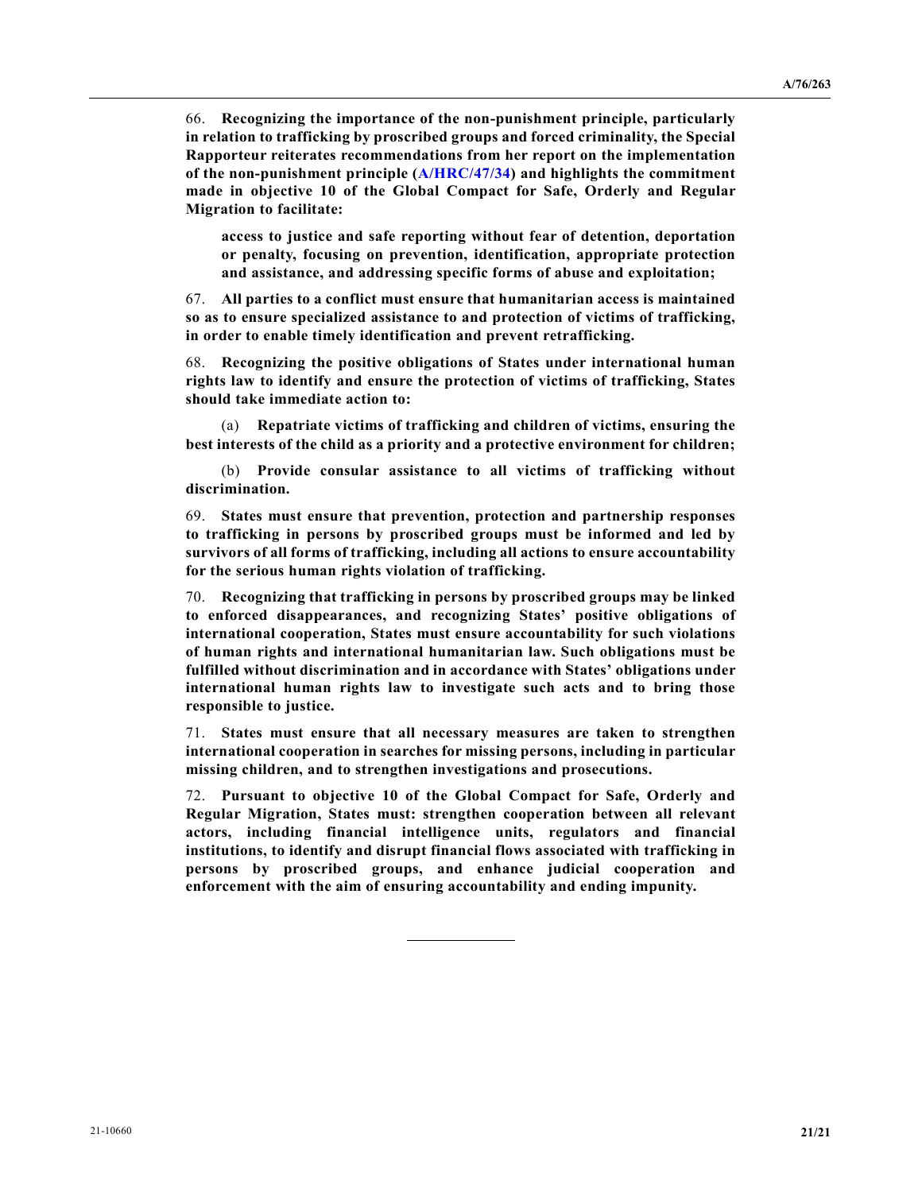66. **Recognizing the importance of the non-punishment principle, particularly in relation to trafficking by proscribed groups and forced criminality, the Special Rapporteur reiterates recommendations from her report on the implementation of the non-punishment principle (A/HRC/47/34) and highlights the commitment made in objective 10 of the Global Compact for Safe, Orderly and Regular Migration to facilitate:**

> **access to justice and safe reporting without fear of detention, deportation or penalty, focusing on prevention, identification, appropriate protection and assistance, and addressing specific forms of abuse and exploitation;**

67. **All parties to a conflict must ensure that humanitarian access is maintained so as to ensure specialized assistance to and protection of victims of trafficking, in order to enable timely identification and prevent retrafficking.**

68. **Recognizing the positive obligations of States under international human rights law to identify and ensure the protection of victims of trafficking, States should take immediate action to:**

(a) **Repatriate victims of trafficking and children of victims, ensuring the best interests of the child as a priority and a protective environment for children;**

(b) **Provide consular assistance to all victims of trafficking without discrimination.**

69. **States must ensure that prevention, protection and partnership responses to trafficking in persons by proscribed groups must be informed and led by survivors of all forms of trafficking, including all actions to ensure accountability for the serious human rights violation of trafficking.**

70. **Recognizing that trafficking in persons by proscribed groups may be linked to enforced disappearances, and recognizing States' positive obligations of international cooperation, States must ensure accountability for such violations of human rights and international humanitarian law. Such obligations must be fulfilled without discrimination and in accordance with States' obligations under international human rights law to investigate such acts and to bring those responsible to justice.**

71. **States must ensure that all necessary measures are taken to strengthen international cooperation in searches for missing persons, including in particular missing children, and to strengthen investigations and prosecutions.**

72. **Pursuant to objective 10 of the Global Compact for Safe, Orderly and Regular Migration, States must: strengthen cooperation between all relevant actors, including financial intelligence units, regulators and financial institutions, to identify and disrupt financial flows associated with trafficking in persons by proscribed groups, and enhance judicial cooperation and enforcement with the aim of ensuring accountability and ending impunity.**